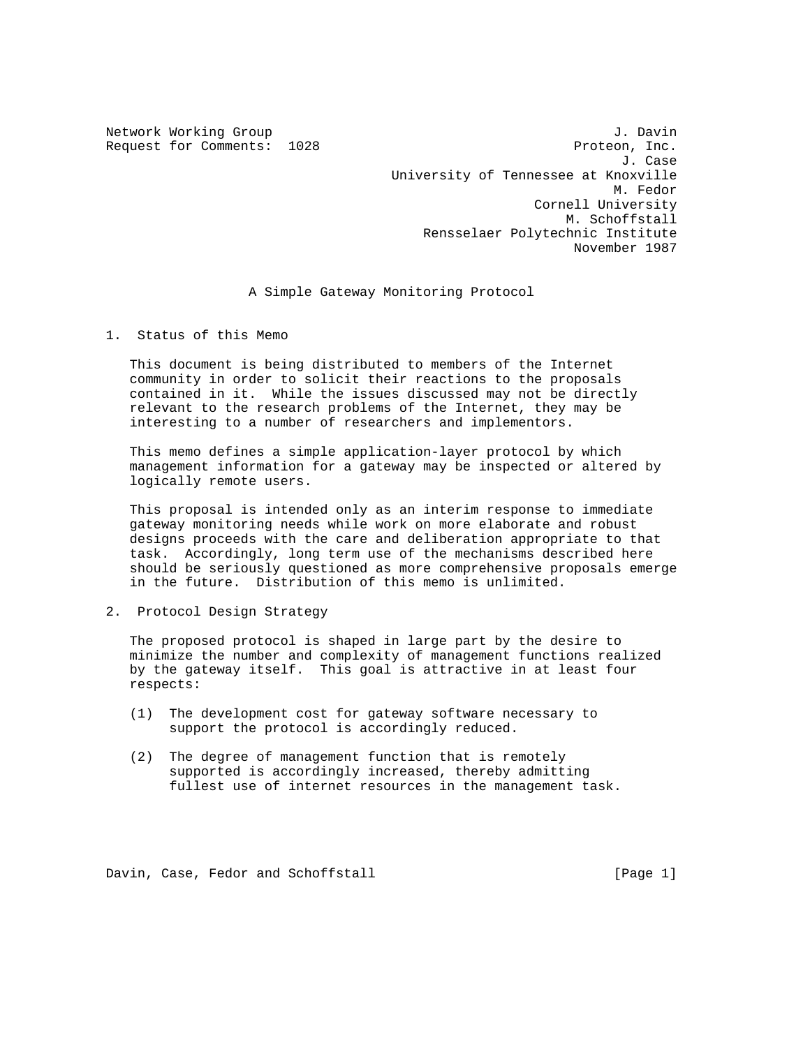Network Working Group J. Davin
Request for Comments: 1028 Proteon, Inc.
J. Case
University of Tennessee at Knoxville
M. Fedor
Cornell University
M. Schoffstall
Rensselaer Polytechnic Institute
November 1987

# A Simple Gateway Monitoring Protocol

## 1. Status of this Memo

This document is being distributed to members of the Internet community in order to solicit their reactions to the proposals contained in it. While the issues discussed may not be directly relevant to the research problems of the Internet, they may be interesting to a number of researchers and implementors.

This memo defines a simple application-layer protocol by which management information for a gateway may be inspected or altered by logically remote users.

This proposal is intended only as an interim response to immediate gateway monitoring needs while work on more elaborate and robust designs proceeds with the care and deliberation appropriate to that task. Accordingly, long term use of the mechanisms described here should be seriously questioned as more comprehensive proposals emerge in the future. Distribution of this memo is unlimited.

## 2. Protocol Design Strategy

The proposed protocol is shaped in large part by the desire to minimize the number and complexity of management functions realized by the gateway itself. This goal is attractive in at least four respects:

(1) The development cost for gateway software necessary to support the protocol is accordingly reduced.

(2) The degree of management function that is remotely supported is accordingly increased, thereby admitting fullest use of internet resources in the management task.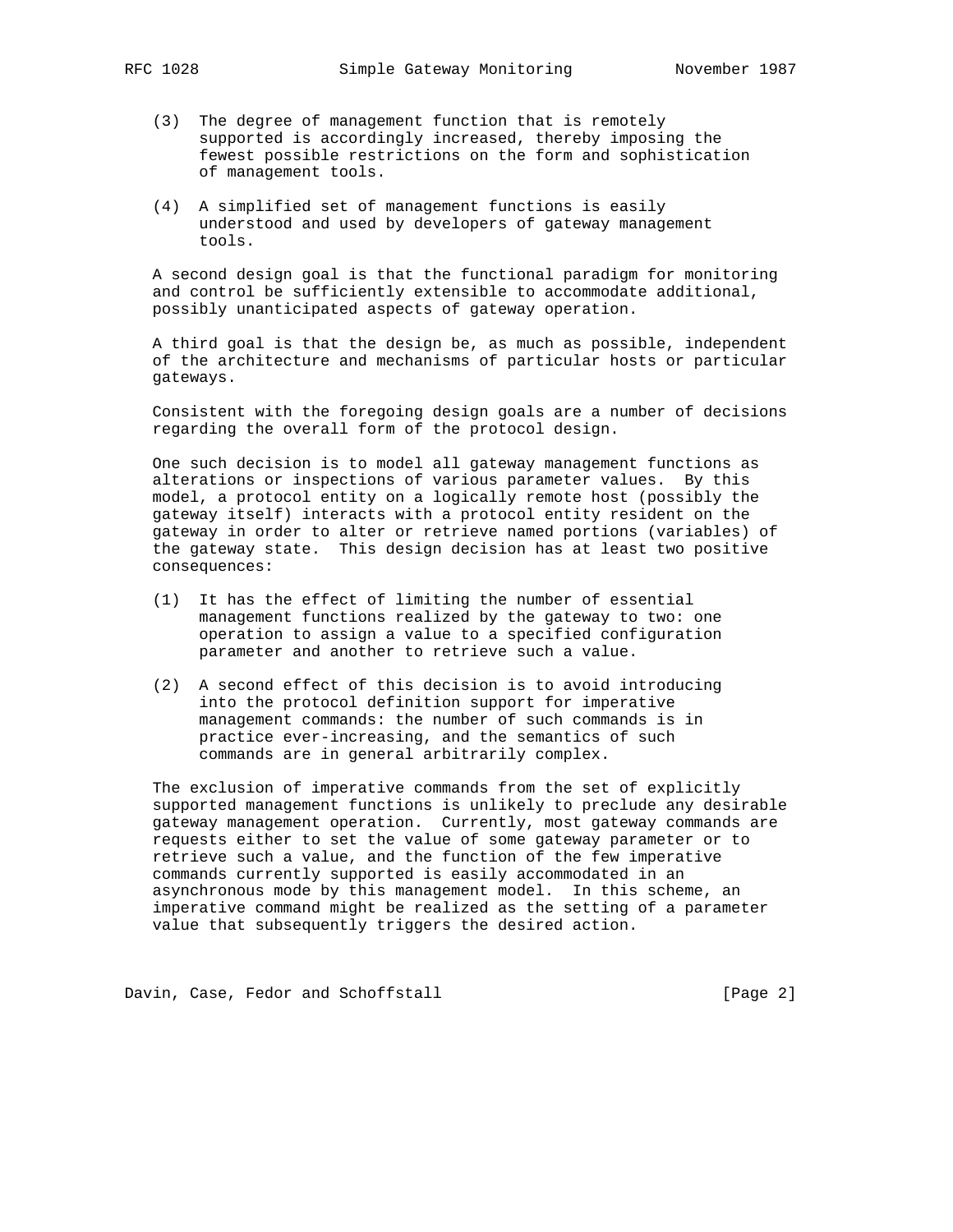(3) The degree of management function that is remotely supported is accordingly increased, thereby imposing the fewest possible restrictions on the form and sophistication of management tools.

(4) A simplified set of management functions is easily understood and used by developers of gateway management tools.

A second design goal is that the functional paradigm for monitoring and control be sufficiently extensible to accommodate additional, possibly unanticipated aspects of gateway operation.

A third goal is that the design be, as much as possible, independent of the architecture and mechanisms of particular hosts or particular gateways.

Consistent with the foregoing design goals are a number of decisions regarding the overall form of the protocol design.

One such decision is to model all gateway management functions as alterations or inspections of various parameter values. By this model, a protocol entity on a logically remote host (possibly the gateway itself) interacts with a protocol entity resident on the gateway in order to alter or retrieve named portions (variables) of the gateway state. This design decision has at least two positive consequences:

(1) It has the effect of limiting the number of essential management functions realized by the gateway to two: one operation to assign a value to a specified configuration parameter and another to retrieve such a value.

(2) A second effect of this decision is to avoid introducing into the protocol definition support for imperative management commands: the number of such commands is in practice ever-increasing, and the semantics of such commands are in general arbitrarily complex.

The exclusion of imperative commands from the set of explicitly supported management functions is unlikely to preclude any desirable gateway management operation. Currently, most gateway commands are requests either to set the value of some gateway parameter or to retrieve such a value, and the function of the few imperative commands currently supported is easily accommodated in an asynchronous mode by this management model. In this scheme, an imperative command might be realized as the setting of a parameter value that subsequently triggers the desired action.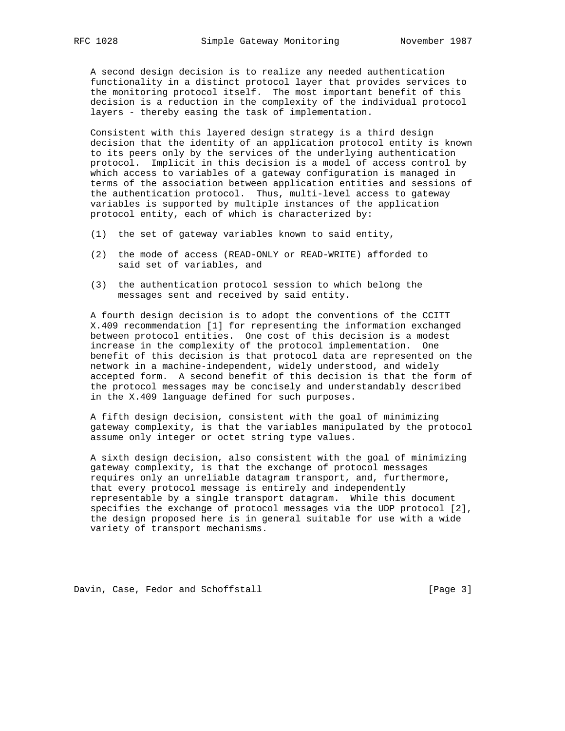A second design decision is to realize any needed authentication functionality in a distinct protocol layer that provides services to the monitoring protocol itself. The most important benefit of this decision is a reduction in the complexity of the individual protocol layers - thereby easing the task of implementation.

Consistent with this layered design strategy is a third design decision that the identity of an application protocol entity is known to its peers only by the services of the underlying authentication protocol. Implicit in this decision is a model of access control by which access to variables of a gateway configuration is managed in terms of the association between application entities and sessions of the authentication protocol. Thus, multi-level access to gateway variables is supported by multiple instances of the application protocol entity, each of which is characterized by:

(1) the set of gateway variables known to said entity,

(2) the mode of access (READ-ONLY or READ-WRITE) afforded to said set of variables, and

(3) the authentication protocol session to which belong the messages sent and received by said entity.

A fourth design decision is to adopt the conventions of the CCITT X.409 recommendation [1] for representing the information exchanged between protocol entities. One cost of this decision is a modest increase in the complexity of the protocol implementation. One benefit of this decision is that protocol data are represented on the network in a machine-independent, widely understood, and widely accepted form. A second benefit of this decision is that the form of the protocol messages may be concisely and understandably described in the X.409 language defined for such purposes.

A fifth design decision, consistent with the goal of minimizing gateway complexity, is that the variables manipulated by the protocol assume only integer or octet string type values.

A sixth design decision, also consistent with the goal of minimizing gateway complexity, is that the exchange of protocol messages requires only an unreliable datagram transport, and, furthermore, that every protocol message is entirely and independently representable by a single transport datagram. While this document specifies the exchange of protocol messages via the UDP protocol [2], the design proposed here is in general suitable for use with a wide variety of transport mechanisms.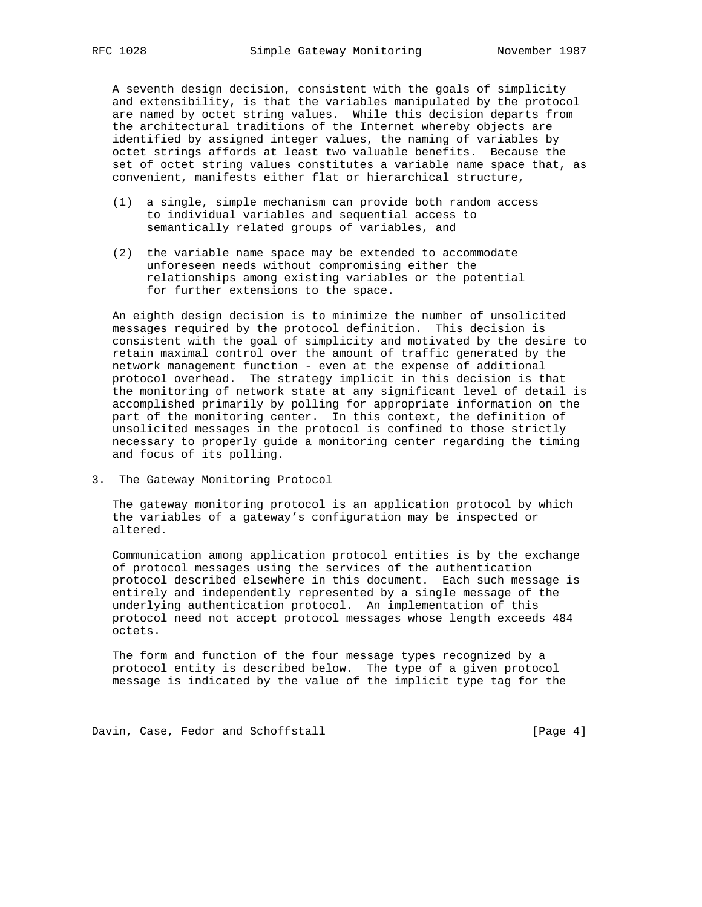A seventh design decision, consistent with the goals of simplicity and extensibility, is that the variables manipulated by the protocol are named by octet string values. While this decision departs from the architectural traditions of the Internet whereby objects are identified by assigned integer values, the naming of variables by octet strings affords at least two valuable benefits. Because the set of octet string values constitutes a variable name space that, as convenient, manifests either flat or hierarchical structure,

(1) a single, simple mechanism can provide both random access to individual variables and sequential access to semantically related groups of variables, and

(2) the variable name space may be extended to accommodate unforeseen needs without compromising either the relationships among existing variables or the potential for further extensions to the space.

An eighth design decision is to minimize the number of unsolicited messages required by the protocol definition. This decision is consistent with the goal of simplicity and motivated by the desire to retain maximal control over the amount of traffic generated by the network management function - even at the expense of additional protocol overhead. The strategy implicit in this decision is that the monitoring of network state at any significant level of detail is accomplished primarily by polling for appropriate information on the part of the monitoring center. In this context, the definition of unsolicited messages in the protocol is confined to those strictly necessary to properly guide a monitoring center regarding the timing and focus of its polling.

## 3. The Gateway Monitoring Protocol

The gateway monitoring protocol is an application protocol by which the variables of a gateway's configuration may be inspected or altered.

Communication among application protocol entities is by the exchange of protocol messages using the services of the authentication protocol described elsewhere in this document. Each such message is entirely and independently represented by a single message of the underlying authentication protocol. An implementation of this protocol need not accept protocol messages whose length exceeds 484 octets.

The form and function of the four message types recognized by a protocol entity is described below. The type of a given protocol message is indicated by the value of the implicit type tag for the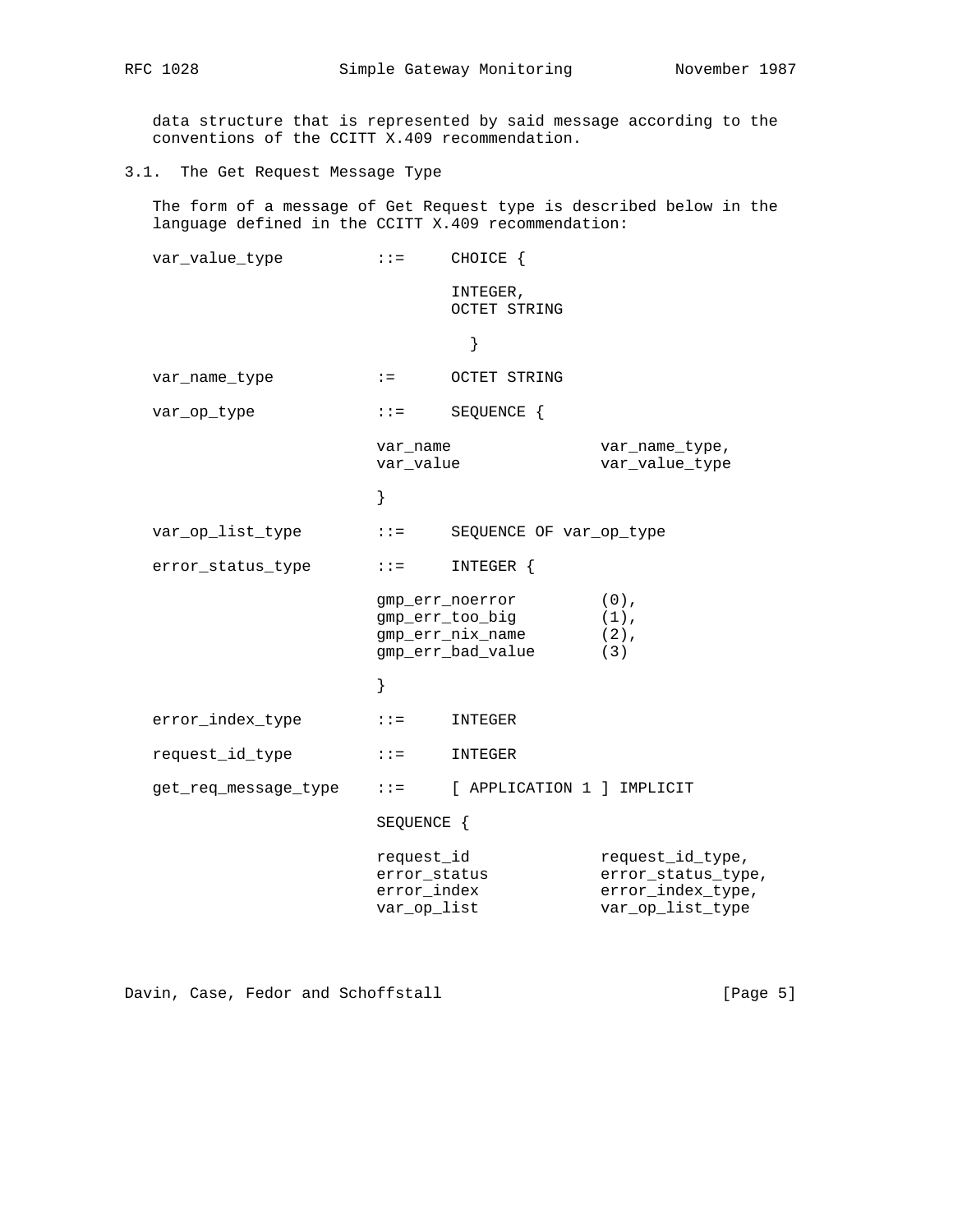data structure that is represented by said message according to the conventions of the CCITT X.409 recommendation.

### 3.1. The Get Request Message Type

The form of a message of Get Request type is described below in the language defined in the CCITT X.409 recommendation:

```
var_value_type          ::=     CHOICE {

                                INTEGER,
                                OCTET STRING

                                  }

var_name_type           :=      OCTET STRING

var_op_type             ::=     SEQUENCE {

                        var_name                var_name_type,
                        var_value               var_value_type

                        }

var_op_list_type        ::=     SEQUENCE OF var_op_type

error_status_type       ::=     INTEGER {

                        gmp_err_noerror         (0),
                        gmp_err_too_big         (1),
                        gmp_err_nix_name        (2),
                        gmp_err_bad_value       (3)

                        }

error_index_type        ::=     INTEGER

request_id_type         ::=     INTEGER

get_req_message_type    ::=     [ APPLICATION 1 ] IMPLICIT

                        SEQUENCE {

                        request_id              request_id_type,
                        error_status            error_status_type,
                        error_index             error_index_type,
                        var_op_list             var_op_list_type
```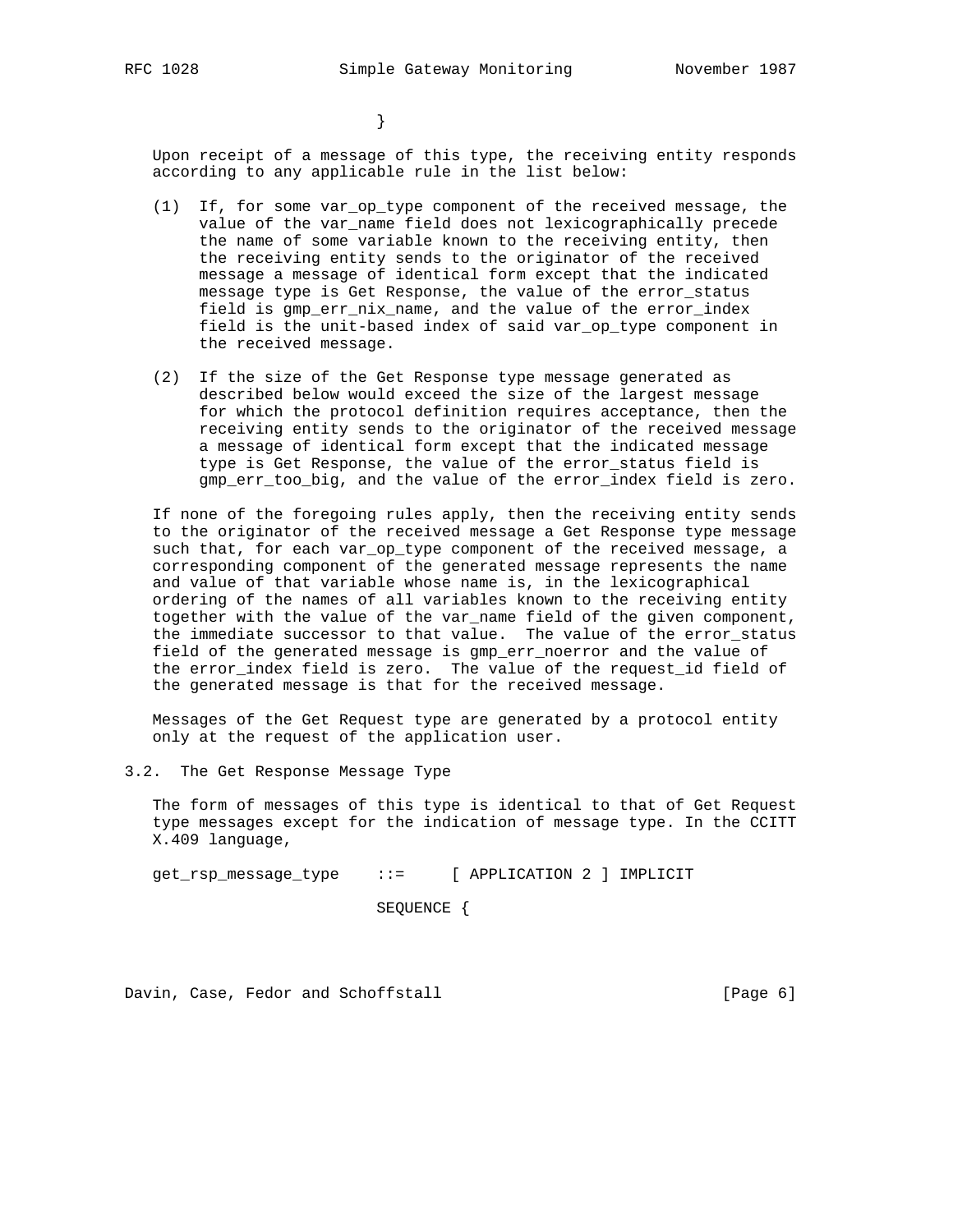}

Upon receipt of a message of this type, the receiving entity responds according to any applicable rule in the list below:

(1) If, for some var_op_type component of the received message, the value of the var_name field does not lexicographically precede the name of some variable known to the receiving entity, then the receiving entity sends to the originator of the received message a message of identical form except that the indicated message type is Get Response, the value of the error_status field is gmp_err_nix_name, and the value of the error_index field is the unit-based index of said var_op_type component in the received message.

(2) If the size of the Get Response type message generated as described below would exceed the size of the largest message for which the protocol definition requires acceptance, then the receiving entity sends to the originator of the received message a message of identical form except that the indicated message type is Get Response, the value of the error_status field is gmp_err_too_big, and the value of the error_index field is zero.

If none of the foregoing rules apply, then the receiving entity sends to the originator of the received message a Get Response type message such that, for each var_op_type component of the received message, a corresponding component of the generated message represents the name and value of that variable whose name is, in the lexicographical ordering of the names of all variables known to the receiving entity together with the value of the var_name field of the given component, the immediate successor to that value. The value of the error_status field of the generated message is gmp_err_noerror and the value of the error_index field is zero. The value of the request_id field of the generated message is that for the received message.

Messages of the Get Request type are generated by a protocol entity only at the request of the application user.

### 3.2. The Get Response Message Type

The form of messages of this type is identical to that of Get Request type messages except for the indication of message type. In the CCITT X.409 language,

```
get_rsp_message_type    ::=     [ APPLICATION 2 ] IMPLICIT

                        SEQUENCE {
```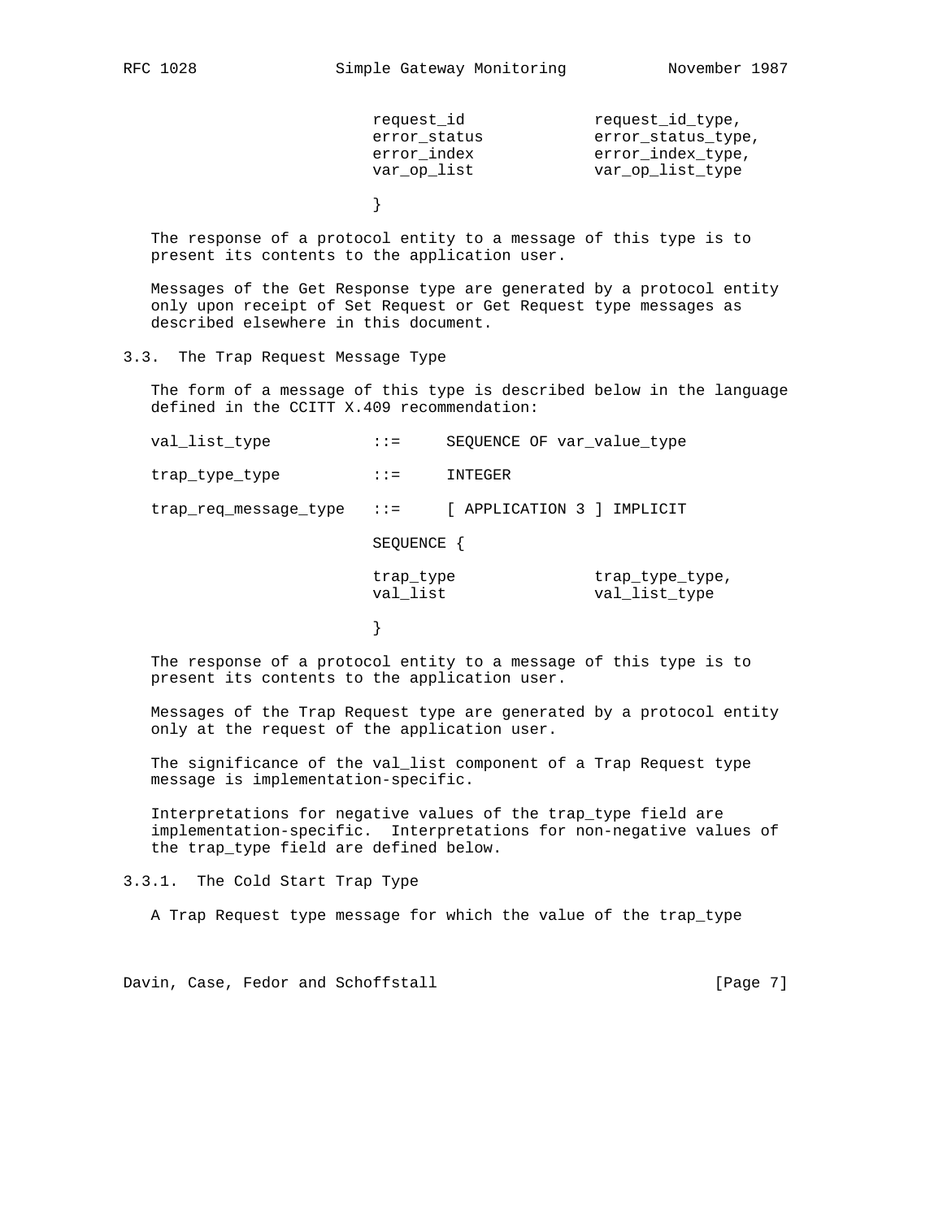```
                         request_id              request_id_type,
                         error_status            error_status_type,
                         error_index             error_index_type,
                         var_op_list             var_op_list_type

                         }
```

The response of a protocol entity to a message of this type is to present its contents to the application user.

Messages of the Get Response type are generated by a protocol entity only upon receipt of Set Request or Get Request type messages as described elsewhere in this document.

## 3.3. The Trap Request Message Type

The form of a message of this type is described below in the language defined in the CCITT X.409 recommendation:

```
val_list_type           ::=     SEQUENCE OF var_value_type

trap_type_type          ::=     INTEGER

trap_req_message_type   ::=     [ APPLICATION 3 ] IMPLICIT

                        SEQUENCE {

                        trap_type               trap_type_type,
                        val_list                val_list_type

                        }
```

The response of a protocol entity to a message of this type is to present its contents to the application user.

Messages of the Trap Request type are generated by a protocol entity only at the request of the application user.

The significance of the val_list component of a Trap Request type message is implementation-specific.

Interpretations for negative values of the trap_type field are implementation-specific. Interpretations for non-negative values of the trap_type field are defined below.

### 3.3.1. The Cold Start Trap Type

A Trap Request type message for which the value of the trap_type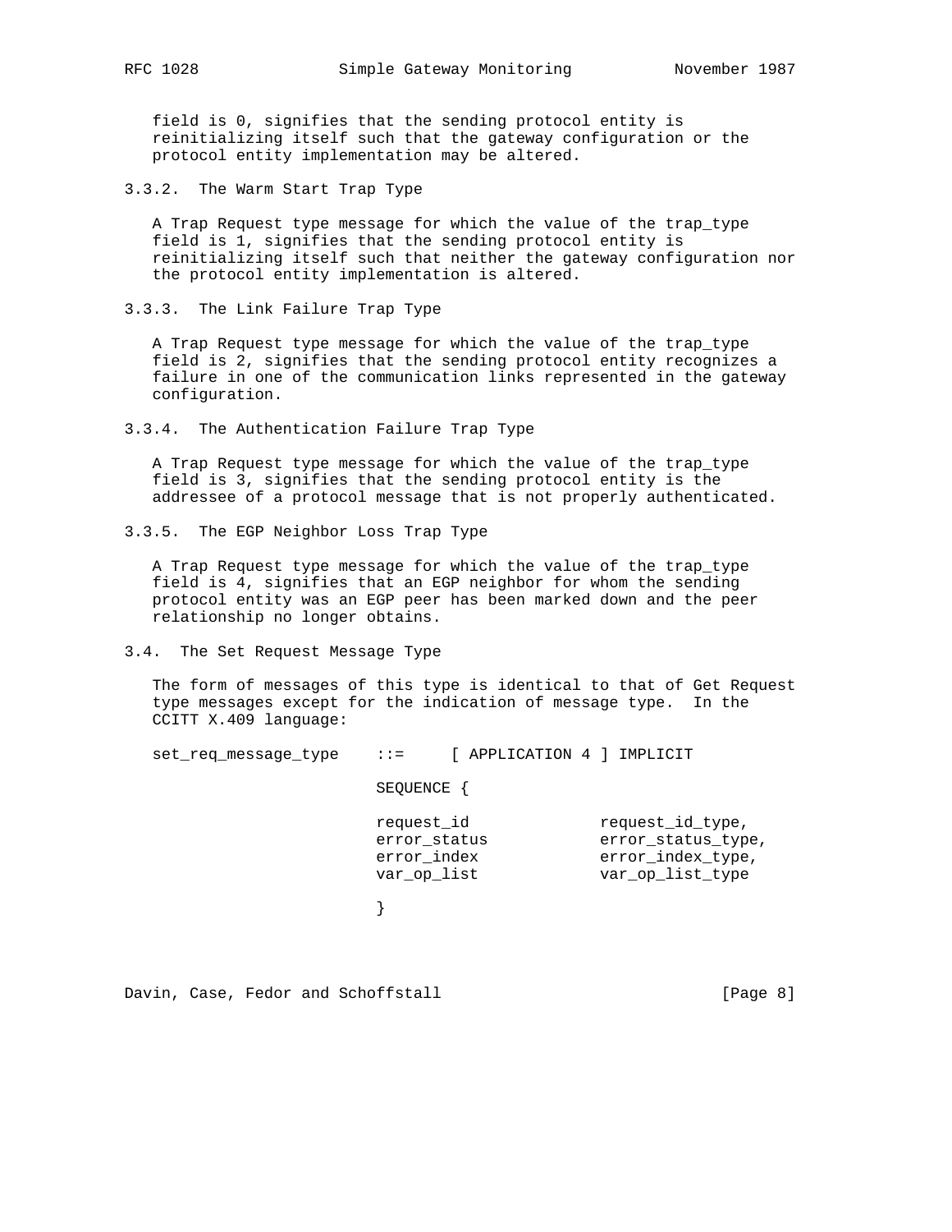field is 0, signifies that the sending protocol entity is reinitializing itself such that the gateway configuration or the protocol entity implementation may be altered.

### 3.3.2. The Warm Start Trap Type

A Trap Request type message for which the value of the trap_type field is 1, signifies that the sending protocol entity is reinitializing itself such that neither the gateway configuration nor the protocol entity implementation is altered.

### 3.3.3. The Link Failure Trap Type

A Trap Request type message for which the value of the trap_type field is 2, signifies that the sending protocol entity recognizes a failure in one of the communication links represented in the gateway configuration.

### 3.3.4. The Authentication Failure Trap Type

A Trap Request type message for which the value of the trap_type field is 3, signifies that the sending protocol entity is the addressee of a protocol message that is not properly authenticated.

### 3.3.5. The EGP Neighbor Loss Trap Type

A Trap Request type message for which the value of the trap_type field is 4, signifies that an EGP neighbor for whom the sending protocol entity was an EGP peer has been marked down and the peer relationship no longer obtains.

## 3.4. The Set Request Message Type

The form of messages of this type is identical to that of Get Request type messages except for the indication of message type. In the CCITT X.409 language:

```
set_req_message_type    ::=     [ APPLICATION 4 ] IMPLICIT

                        SEQUENCE {

                        request_id              request_id_type,
                        error_status            error_status_type,
                        error_index             error_index_type,
                        var_op_list             var_op_list_type

                        }
```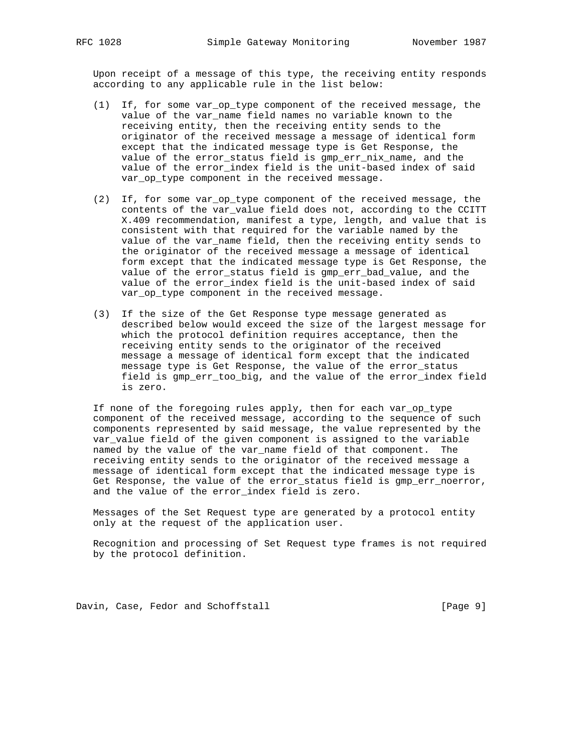Upon receipt of a message of this type, the receiving entity responds according to any applicable rule in the list below:

(1) If, for some var_op_type component of the received message, the value of the var_name field names no variable known to the receiving entity, then the receiving entity sends to the originator of the received message a message of identical form except that the indicated message type is Get Response, the value of the error_status field is gmp_err_nix_name, and the value of the error_index field is the unit-based index of said var_op_type component in the received message.

(2) If, for some var_op_type component of the received message, the contents of the var_value field does not, according to the CCITT X.409 recommendation, manifest a type, length, and value that is consistent with that required for the variable named by the value of the var_name field, then the receiving entity sends to the originator of the received message a message of identical form except that the indicated message type is Get Response, the value of the error_status field is gmp_err_bad_value, and the value of the error_index field is the unit-based index of said var_op_type component in the received message.

(3) If the size of the Get Response type message generated as described below would exceed the size of the largest message for which the protocol definition requires acceptance, then the receiving entity sends to the originator of the received message a message of identical form except that the indicated message type is Get Response, the value of the error_status field is gmp_err_too_big, and the value of the error_index field is zero.

If none of the foregoing rules apply, then for each var_op_type component of the received message, according to the sequence of such components represented by said message, the value represented by the var_value field of the given component is assigned to the variable named by the value of the var_name field of that component. The receiving entity sends to the originator of the received message a message of identical form except that the indicated message type is Get Response, the value of the error_status field is gmp_err_noerror, and the value of the error_index field is zero.

Messages of the Set Request type are generated by a protocol entity only at the request of the application user.

Recognition and processing of Set Request type frames is not required by the protocol definition.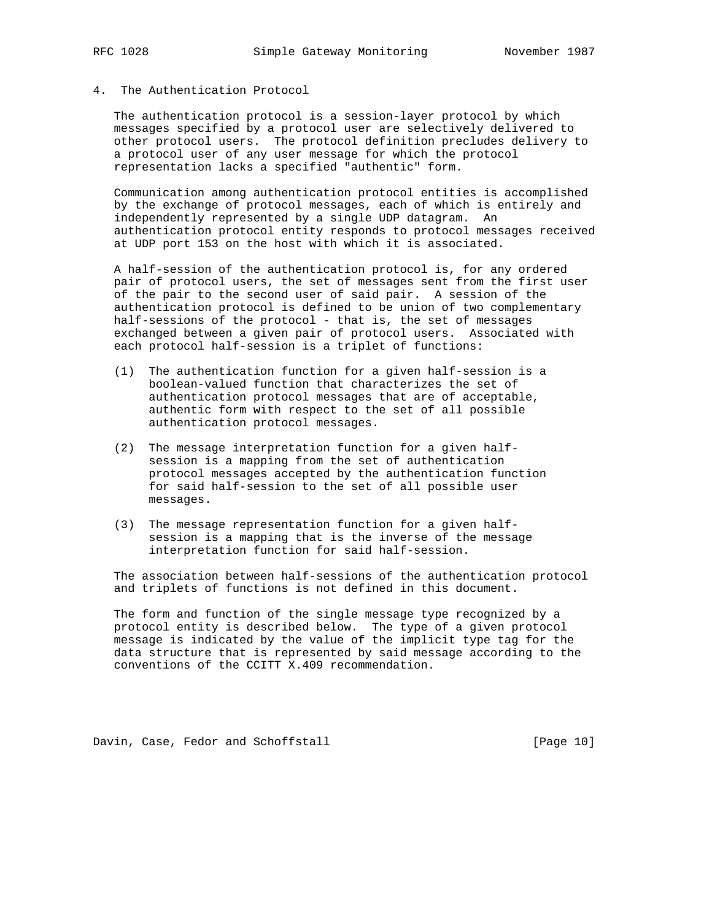## 4. The Authentication Protocol

The authentication protocol is a session-layer protocol by which messages specified by a protocol user are selectively delivered to other protocol users. The protocol definition precludes delivery to a protocol user of any user message for which the protocol representation lacks a specified "authentic" form.

Communication among authentication protocol entities is accomplished by the exchange of protocol messages, each of which is entirely and independently represented by a single UDP datagram. An authentication protocol entity responds to protocol messages received at UDP port 153 on the host with which it is associated.

A half-session of the authentication protocol is, for any ordered pair of protocol users, the set of messages sent from the first user of the pair to the second user of said pair. A session of the authentication protocol is defined to be union of two complementary half-sessions of the protocol - that is, the set of messages exchanged between a given pair of protocol users. Associated with each protocol half-session is a triplet of functions:

(1) The authentication function for a given half-session is a boolean-valued function that characterizes the set of authentication protocol messages that are of acceptable, authentic form with respect to the set of all possible authentication protocol messages.

(2) The message interpretation function for a given half-session is a mapping from the set of authentication protocol messages accepted by the authentication function for said half-session to the set of all possible user messages.

(3) The message representation function for a given half-session is a mapping that is the inverse of the message interpretation function for said half-session.

The association between half-sessions of the authentication protocol and triplets of functions is not defined in this document.

The form and function of the single message type recognized by a protocol entity is described below. The type of a given protocol message is indicated by the value of the implicit type tag for the data structure that is represented by said message according to the conventions of the CCITT X.409 recommendation.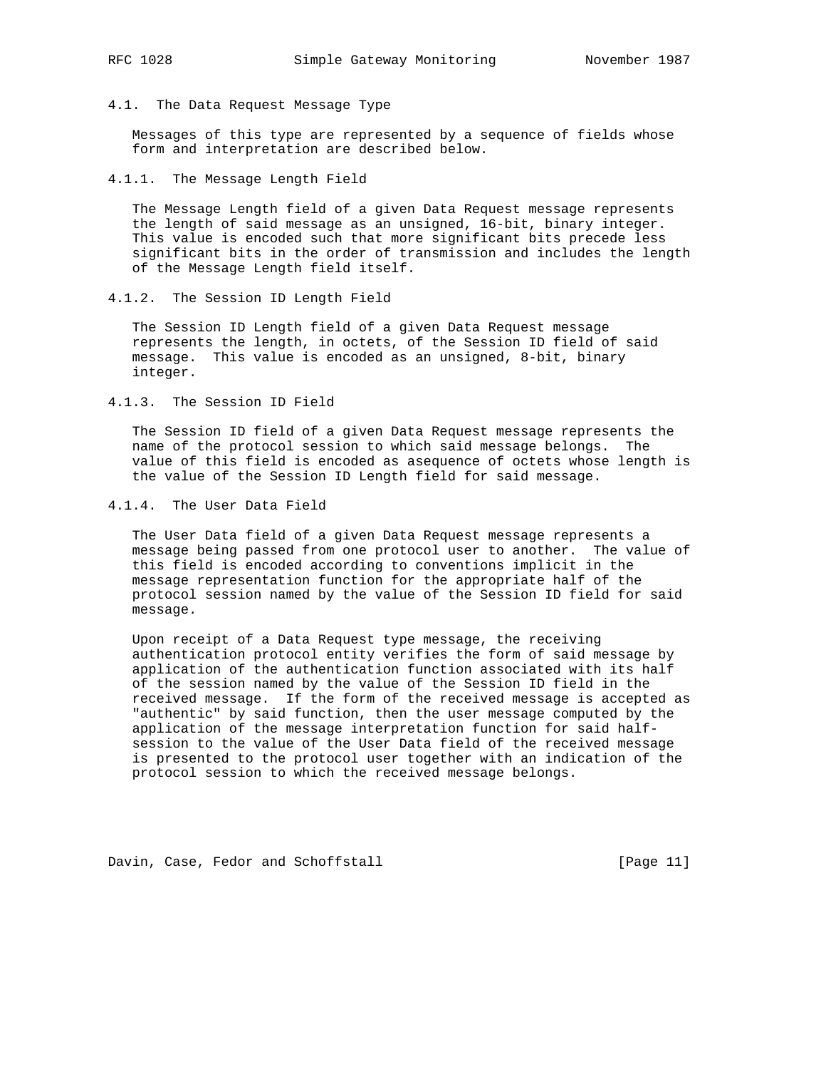## 4.1. The Data Request Message Type

Messages of this type are represented by a sequence of fields whose form and interpretation are described below.

### 4.1.1. The Message Length Field

The Message Length field of a given Data Request message represents the length of said message as an unsigned, 16-bit, binary integer. This value is encoded such that more significant bits precede less significant bits in the order of transmission and includes the length of the Message Length field itself.

### 4.1.2. The Session ID Length Field

The Session ID Length field of a given Data Request message represents the length, in octets, of the Session ID field of said message. This value is encoded as an unsigned, 8-bit, binary integer.

### 4.1.3. The Session ID Field

The Session ID field of a given Data Request message represents the name of the protocol session to which said message belongs. The value of this field is encoded as asequence of octets whose length is the value of the Session ID Length field for said message.

### 4.1.4. The User Data Field

The User Data field of a given Data Request message represents a message being passed from one protocol user to another. The value of this field is encoded according to conventions implicit in the message representation function for the appropriate half of the protocol session named by the value of the Session ID field for said message.

Upon receipt of a Data Request type message, the receiving authentication protocol entity verifies the form of said message by application of the authentication function associated with its half of the session named by the value of the Session ID field in the received message. If the form of the received message is accepted as "authentic" by said function, then the user message computed by the application of the message interpretation function for said half-session to the value of the User Data field of the received message is presented to the protocol user together with an indication of the protocol session to which the received message belongs.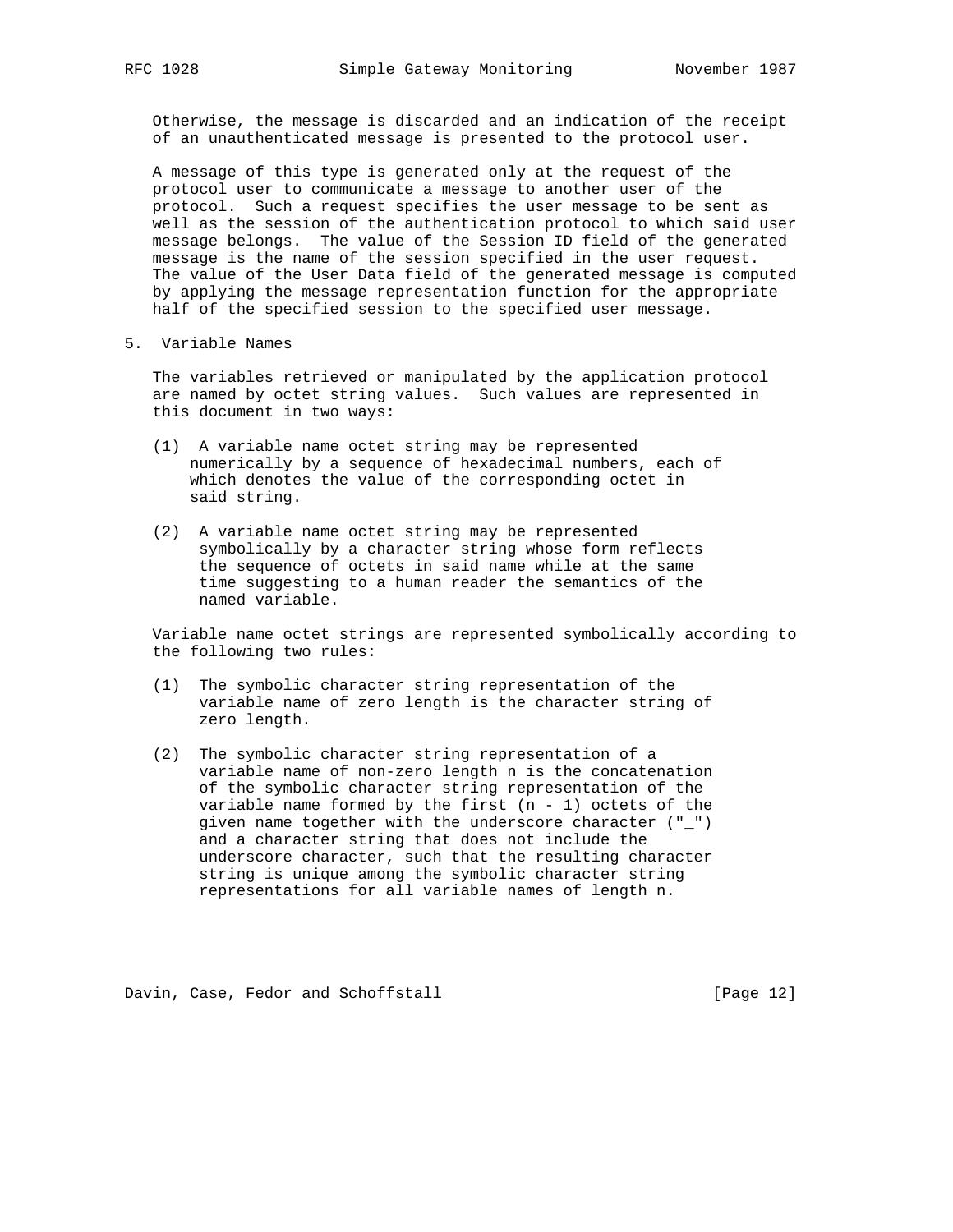Otherwise, the message is discarded and an indication of the receipt of an unauthenticated message is presented to the protocol user.

A message of this type is generated only at the request of the protocol user to communicate a message to another user of the protocol. Such a request specifies the user message to be sent as well as the session of the authentication protocol to which said user message belongs. The value of the Session ID field of the generated message is the name of the session specified in the user request. The value of the User Data field of the generated message is computed by applying the message representation function for the appropriate half of the specified session to the specified user message.

## 5. Variable Names

The variables retrieved or manipulated by the application protocol are named by octet string values. Such values are represented in this document in two ways:

(1) A variable name octet string may be represented numerically by a sequence of hexadecimal numbers, each of which denotes the value of the corresponding octet in said string.

(2) A variable name octet string may be represented symbolically by a character string whose form reflects the sequence of octets in said name while at the same time suggesting to a human reader the semantics of the named variable.

Variable name octet strings are represented symbolically according to the following two rules:

(1) The symbolic character string representation of the variable name of zero length is the character string of zero length.

(2) The symbolic character string representation of a variable name of non-zero length n is the concatenation of the symbolic character string representation of the variable name formed by the first (n - 1) octets of the given name together with the underscore character ("_") and a character string that does not include the underscore character, such that the resulting character string is unique among the symbolic character string representations for all variable names of length n.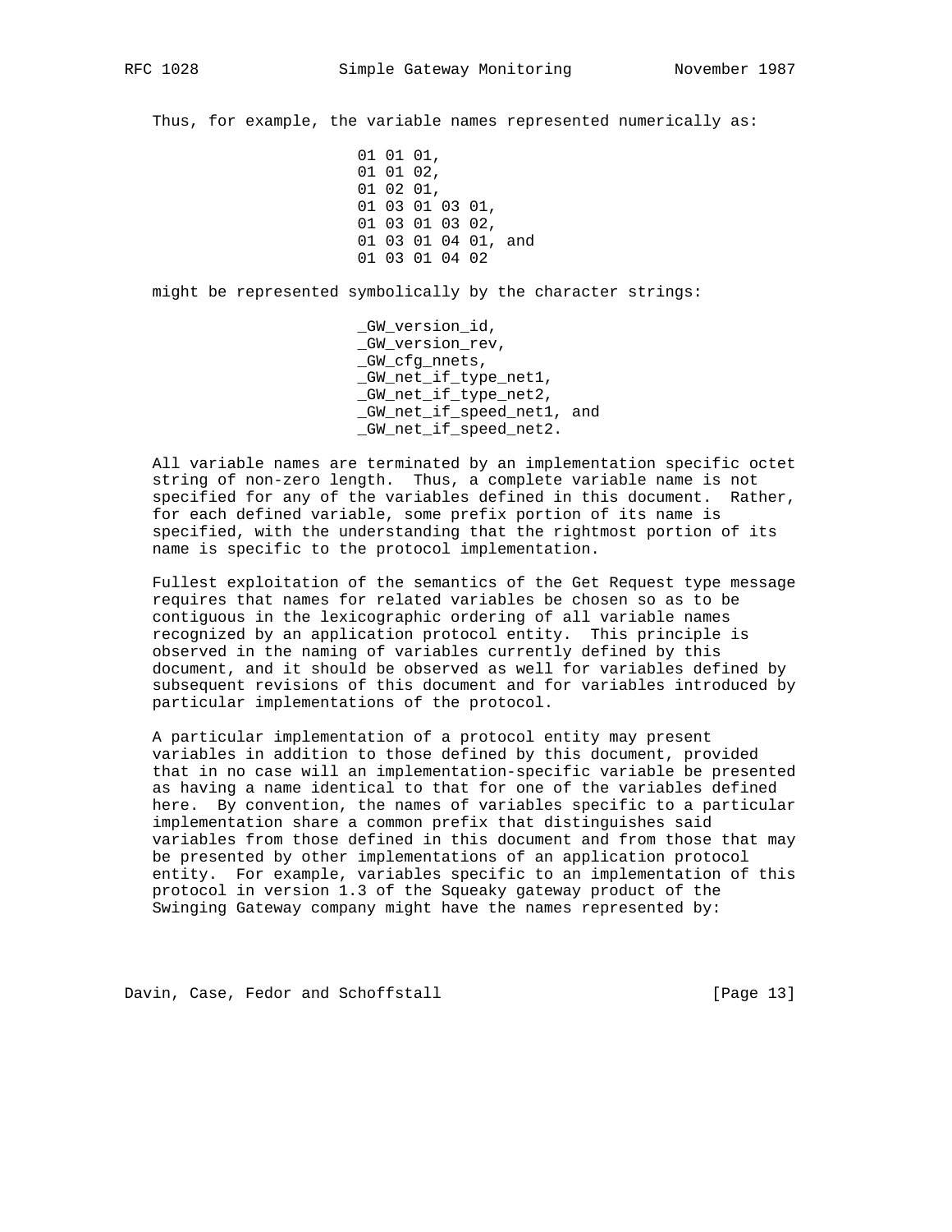Thus, for example, the variable names represented numerically as:

```
01 01 01,
01 01 02,
01 02 01,
01 03 01 03 01,
01 03 01 03 02,
01 03 01 04 01, and
01 03 01 04 02
```

might be represented symbolically by the character strings:

```
_GW_version_id,
_GW_version_rev,
_GW_cfg_nnets,
_GW_net_if_type_net1,
_GW_net_if_type_net2,
_GW_net_if_speed_net1, and
_GW_net_if_speed_net2.
```

All variable names are terminated by an implementation specific octet string of non-zero length. Thus, a complete variable name is not specified for any of the variables defined in this document. Rather, for each defined variable, some prefix portion of its name is specified, with the understanding that the rightmost portion of its name is specific to the protocol implementation.

Fullest exploitation of the semantics of the Get Request type message requires that names for related variables be chosen so as to be contiguous in the lexicographic ordering of all variable names recognized by an application protocol entity. This principle is observed in the naming of variables currently defined by this document, and it should be observed as well for variables defined by subsequent revisions of this document and for variables introduced by particular implementations of the protocol.

A particular implementation of a protocol entity may present variables in addition to those defined by this document, provided that in no case will an implementation-specific variable be presented as having a name identical to that for one of the variables defined here. By convention, the names of variables specific to a particular implementation share a common prefix that distinguishes said variables from those defined in this document and from those that may be presented by other implementations of an application protocol entity. For example, variables specific to an implementation of this protocol in version 1.3 of the Squeaky gateway product of the Swinging Gateway company might have the names represented by: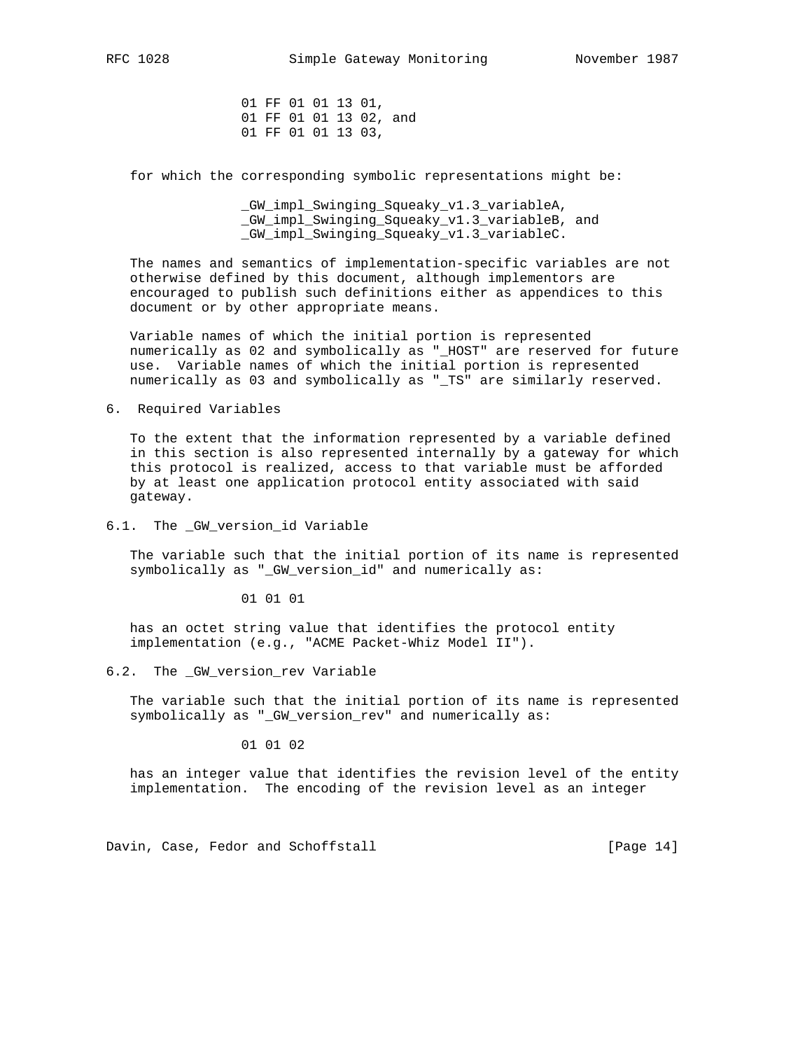01 FF 01 01 13 01,
01 FF 01 01 13 02, and
01 FF 01 01 13 03,

for which the corresponding symbolic representations might be:

_GW_impl_Swinging_Squeaky_v1.3_variableA,
_GW_impl_Swinging_Squeaky_v1.3_variableB, and
_GW_impl_Swinging_Squeaky_v1.3_variableC.

The names and semantics of implementation-specific variables are not otherwise defined by this document, although implementors are encouraged to publish such definitions either as appendices to this document or by other appropriate means.

Variable names of which the initial portion is represented numerically as 02 and symbolically as "_HOST" are reserved for future use. Variable names of which the initial portion is represented numerically as 03 and symbolically as "_TS" are similarly reserved.

## 6. Required Variables

To the extent that the information represented by a variable defined in this section is also represented internally by a gateway for which this protocol is realized, access to that variable must be afforded by at least one application protocol entity associated with said gateway.

### 6.1. The _GW_version_id Variable

The variable such that the initial portion of its name is represented symbolically as "_GW_version_id" and numerically as:

01 01 01

has an octet string value that identifies the protocol entity implementation (e.g., "ACME Packet-Whiz Model II").

### 6.2. The _GW_version_rev Variable

The variable such that the initial portion of its name is represented symbolically as "_GW_version_rev" and numerically as:

01 01 02

has an integer value that identifies the revision level of the entity implementation. The encoding of the revision level as an integer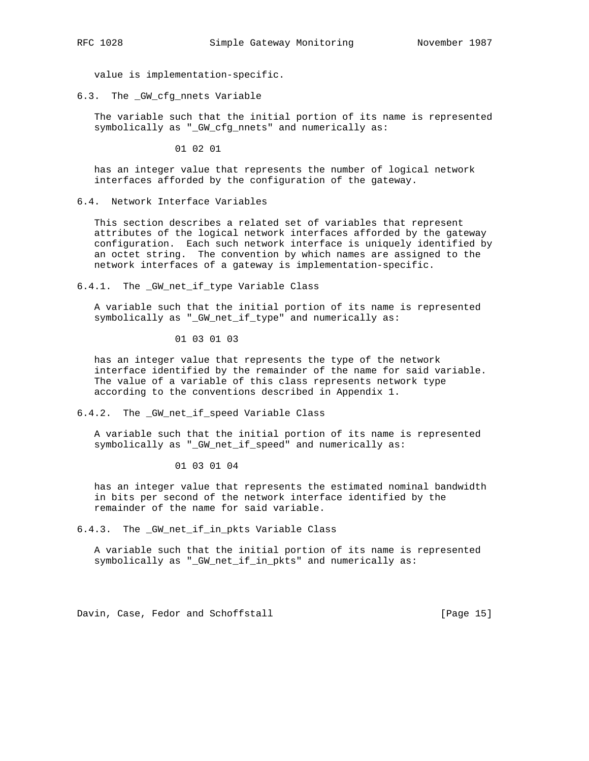value is implementation-specific.

### 6.3. The _GW_cfg_nnets Variable

The variable such that the initial portion of its name is represented symbolically as "_GW_cfg_nnets" and numerically as:

```
01 02 01
```

has an integer value that represents the number of logical network interfaces afforded by the configuration of the gateway.

### 6.4. Network Interface Variables

This section describes a related set of variables that represent attributes of the logical network interfaces afforded by the gateway configuration. Each such network interface is uniquely identified by an octet string. The convention by which names are assigned to the network interfaces of a gateway is implementation-specific.

#### 6.4.1. The _GW_net_if_type Variable Class

A variable such that the initial portion of its name is represented symbolically as "_GW_net_if_type" and numerically as:

```
01 03 01 03
```

has an integer value that represents the type of the network interface identified by the remainder of the name for said variable. The value of a variable of this class represents network type according to the conventions described in Appendix 1.

#### 6.4.2. The _GW_net_if_speed Variable Class

A variable such that the initial portion of its name is represented symbolically as "_GW_net_if_speed" and numerically as:

```
01 03 01 04
```

has an integer value that represents the estimated nominal bandwidth in bits per second of the network interface identified by the remainder of the name for said variable.

#### 6.4.3. The _GW_net_if_in_pkts Variable Class

A variable such that the initial portion of its name is represented symbolically as "_GW_net_if_in_pkts" and numerically as: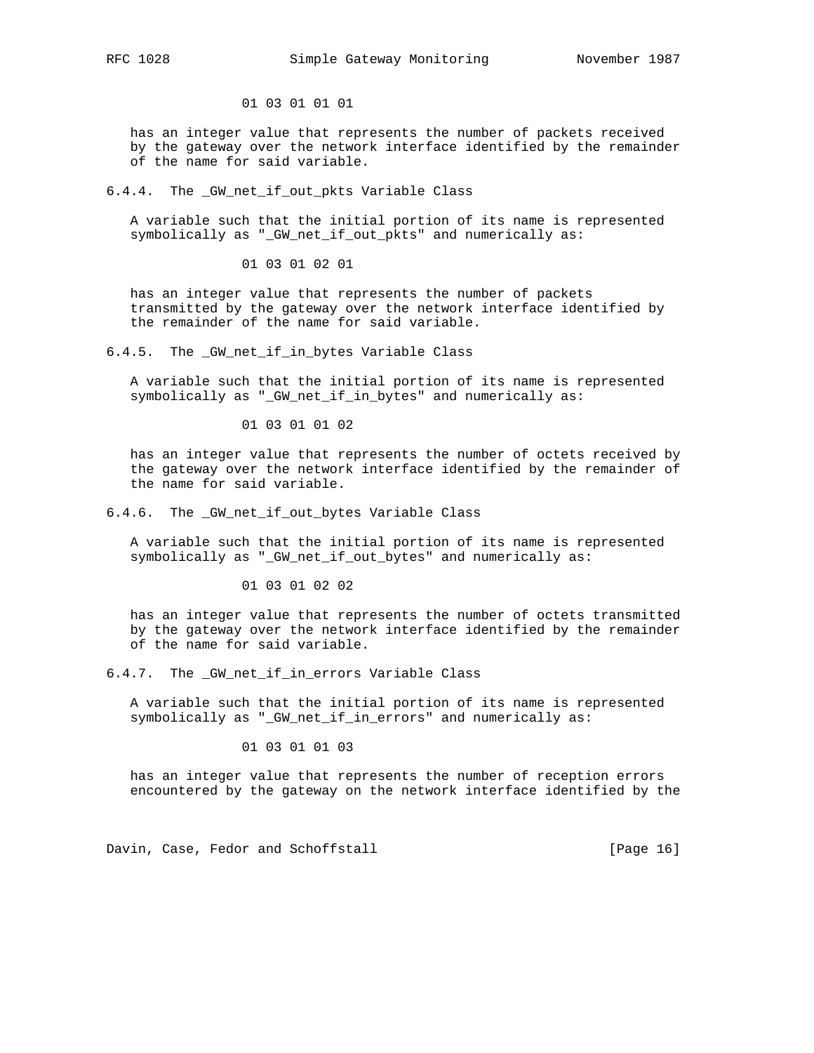01 03 01 01 01

has an integer value that represents the number of packets received by the gateway over the network interface identified by the remainder of the name for said variable.

#### 6.4.4. The _GW_net_if_out_pkts Variable Class

A variable such that the initial portion of its name is represented symbolically as "_GW_net_if_out_pkts" and numerically as:

01 03 01 02 01

has an integer value that represents the number of packets transmitted by the gateway over the network interface identified by the remainder of the name for said variable.

#### 6.4.5. The _GW_net_if_in_bytes Variable Class

A variable such that the initial portion of its name is represented symbolically as "_GW_net_if_in_bytes" and numerically as:

01 03 01 01 02

has an integer value that represents the number of octets received by the gateway over the network interface identified by the remainder of the name for said variable.

#### 6.4.6. The _GW_net_if_out_bytes Variable Class

A variable such that the initial portion of its name is represented symbolically as "_GW_net_if_out_bytes" and numerically as:

01 03 01 02 02

has an integer value that represents the number of octets transmitted by the gateway over the network interface identified by the remainder of the name for said variable.

#### 6.4.7. The _GW_net_if_in_errors Variable Class

A variable such that the initial portion of its name is represented symbolically as "_GW_net_if_in_errors" and numerically as:

01 03 01 01 03

has an integer value that represents the number of reception errors encountered by the gateway on the network interface identified by the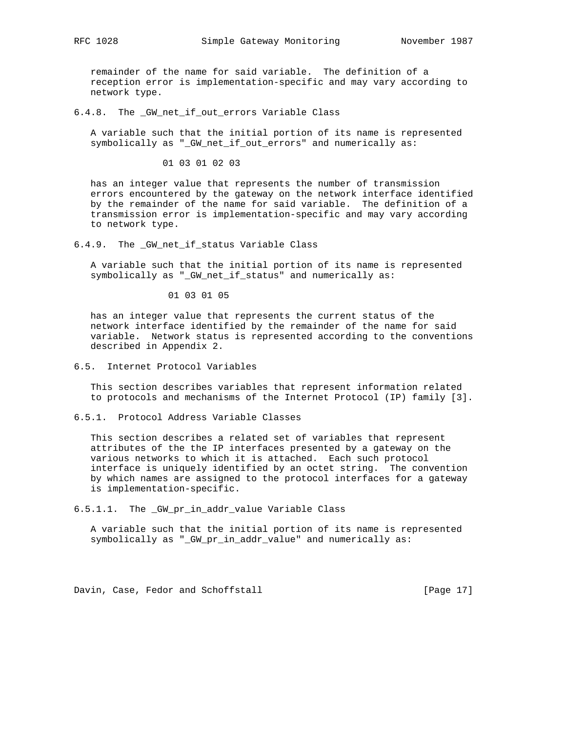remainder of the name for said variable. The definition of a reception error is implementation-specific and may vary according to network type.

#### 6.4.8. The _GW_net_if_out_errors Variable Class

A variable such that the initial portion of its name is represented symbolically as "_GW_net_if_out_errors" and numerically as:

```
01 03 01 02 03
```

has an integer value that represents the number of transmission errors encountered by the gateway on the network interface identified by the remainder of the name for said variable. The definition of a transmission error is implementation-specific and may vary according to network type.

#### 6.4.9. The _GW_net_if_status Variable Class

A variable such that the initial portion of its name is represented symbolically as "_GW_net_if_status" and numerically as:

```
01 03 01 05
```

has an integer value that represents the current status of the network interface identified by the remainder of the name for said variable. Network status is represented according to the conventions described in Appendix 2.

### 6.5. Internet Protocol Variables

This section describes variables that represent information related to protocols and mechanisms of the Internet Protocol (IP) family [3].

#### 6.5.1. Protocol Address Variable Classes

This section describes a related set of variables that represent attributes of the the IP interfaces presented by a gateway on the various networks to which it is attached. Each such protocol interface is uniquely identified by an octet string. The convention by which names are assigned to the protocol interfaces for a gateway is implementation-specific.

##### 6.5.1.1. The _GW_pr_in_addr_value Variable Class

A variable such that the initial portion of its name is represented symbolically as "_GW_pr_in_addr_value" and numerically as: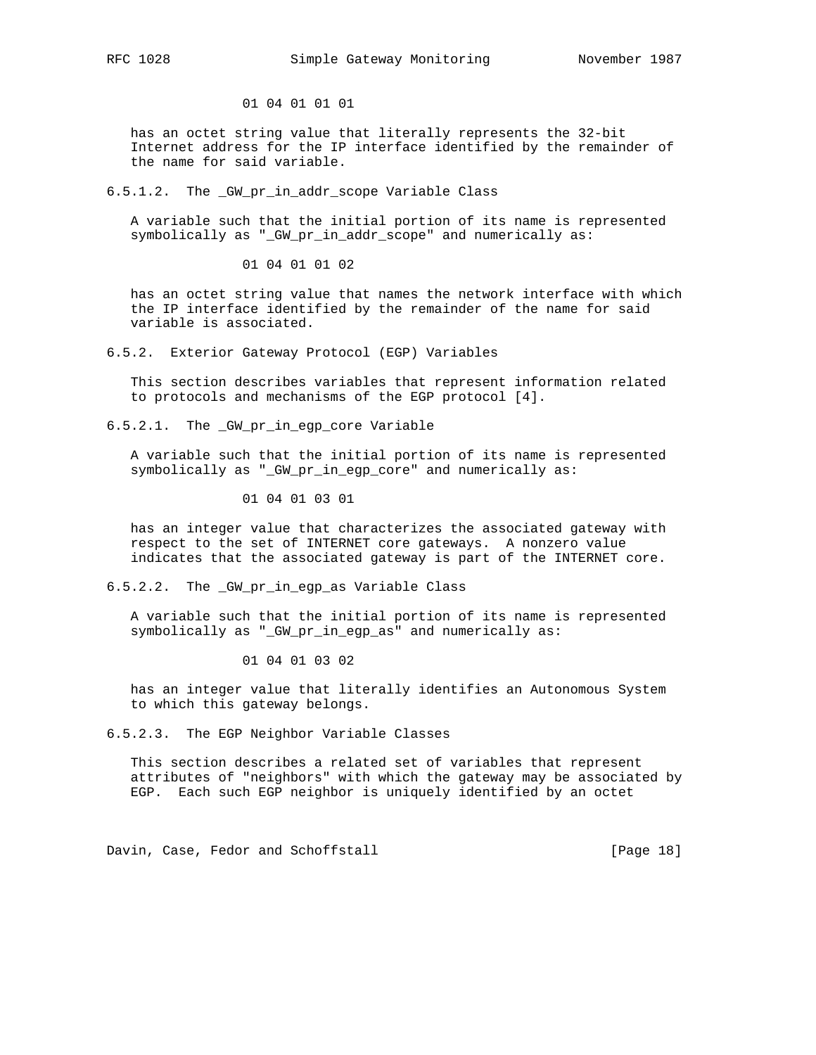01 04 01 01 01

has an octet string value that literally represents the 32-bit Internet address for the IP interface identified by the remainder of the name for said variable.

#### 6.5.1.2. The _GW_pr_in_addr_scope Variable Class

A variable such that the initial portion of its name is represented symbolically as "_GW_pr_in_addr_scope" and numerically as:

01 04 01 01 02

has an octet string value that names the network interface with which the IP interface identified by the remainder of the name for said variable is associated.

### 6.5.2. Exterior Gateway Protocol (EGP) Variables

This section describes variables that represent information related to protocols and mechanisms of the EGP protocol [4].

#### 6.5.2.1. The _GW_pr_in_egp_core Variable

A variable such that the initial portion of its name is represented symbolically as "_GW_pr_in_egp_core" and numerically as:

01 04 01 03 01

has an integer value that characterizes the associated gateway with respect to the set of INTERNET core gateways. A nonzero value indicates that the associated gateway is part of the INTERNET core.

#### 6.5.2.2. The _GW_pr_in_egp_as Variable Class

A variable such that the initial portion of its name is represented symbolically as "_GW_pr_in_egp_as" and numerically as:

01 04 01 03 02

has an integer value that literally identifies an Autonomous System to which this gateway belongs.

#### 6.5.2.3. The EGP Neighbor Variable Classes

This section describes a related set of variables that represent attributes of "neighbors" with which the gateway may be associated by EGP. Each such EGP neighbor is uniquely identified by an octet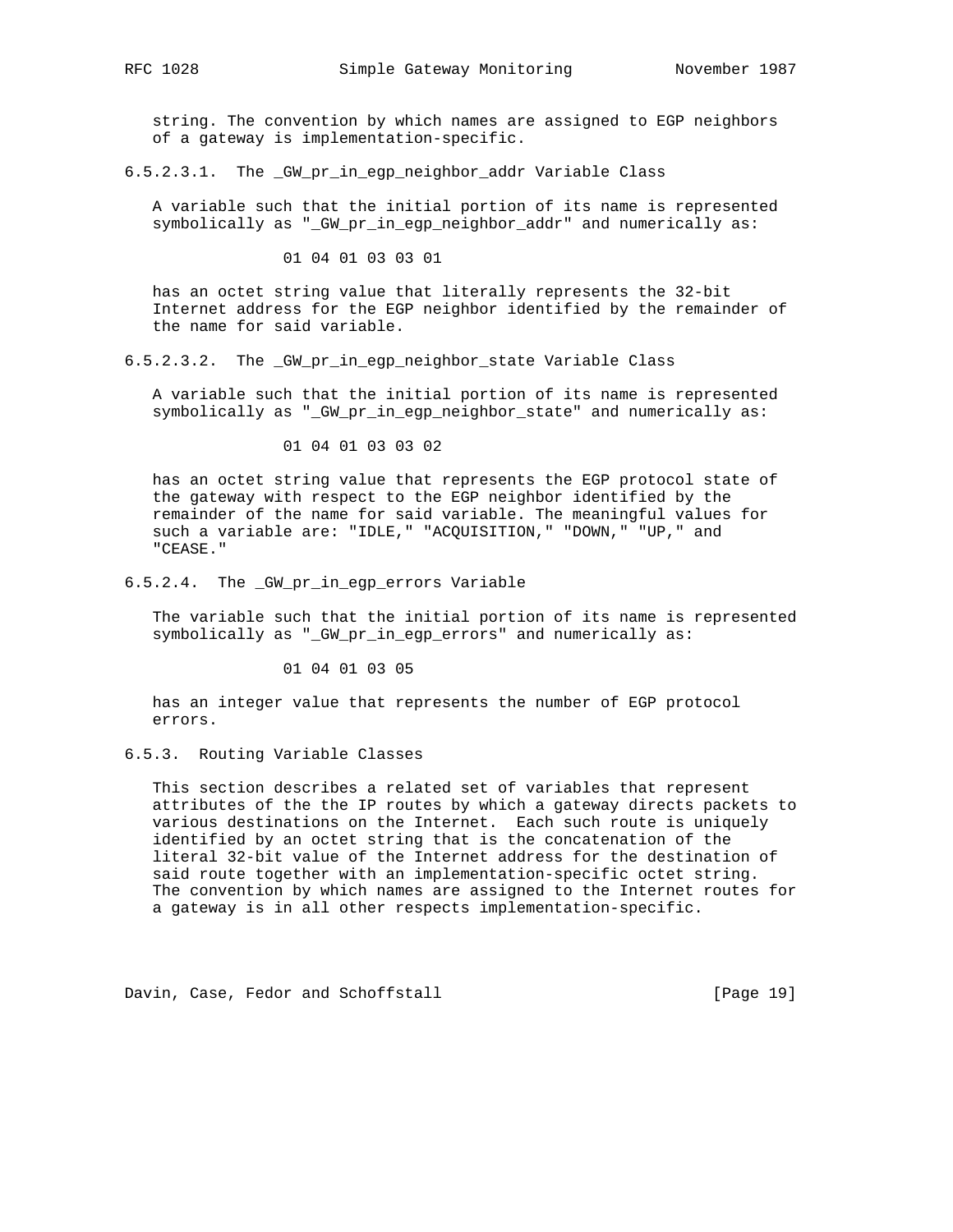string. The convention by which names are assigned to EGP neighbors of a gateway is implementation-specific.

#### 6.5.2.3.1. The _GW_pr_in_egp_neighbor_addr Variable Class

A variable such that the initial portion of its name is represented symbolically as "_GW_pr_in_egp_neighbor_addr" and numerically as:

```
01 04 01 03 03 01
```

has an octet string value that literally represents the 32-bit Internet address for the EGP neighbor identified by the remainder of the name for said variable.

#### 6.5.2.3.2. The _GW_pr_in_egp_neighbor_state Variable Class

A variable such that the initial portion of its name is represented symbolically as "_GW_pr_in_egp_neighbor_state" and numerically as:

```
01 04 01 03 03 02
```

has an octet string value that represents the EGP protocol state of the gateway with respect to the EGP neighbor identified by the remainder of the name for said variable. The meaningful values for such a variable are: "IDLE," "ACQUISITION," "DOWN," "UP," and "CEASE."

#### 6.5.2.4. The _GW_pr_in_egp_errors Variable

The variable such that the initial portion of its name is represented symbolically as "_GW_pr_in_egp_errors" and numerically as:

```
01 04 01 03 05
```

has an integer value that represents the number of EGP protocol errors.

### 6.5.3. Routing Variable Classes

This section describes a related set of variables that represent attributes of the the IP routes by which a gateway directs packets to various destinations on the Internet. Each such route is uniquely identified by an octet string that is the concatenation of the literal 32-bit value of the Internet address for the destination of said route together with an implementation-specific octet string. The convention by which names are assigned to the Internet routes for a gateway is in all other respects implementation-specific.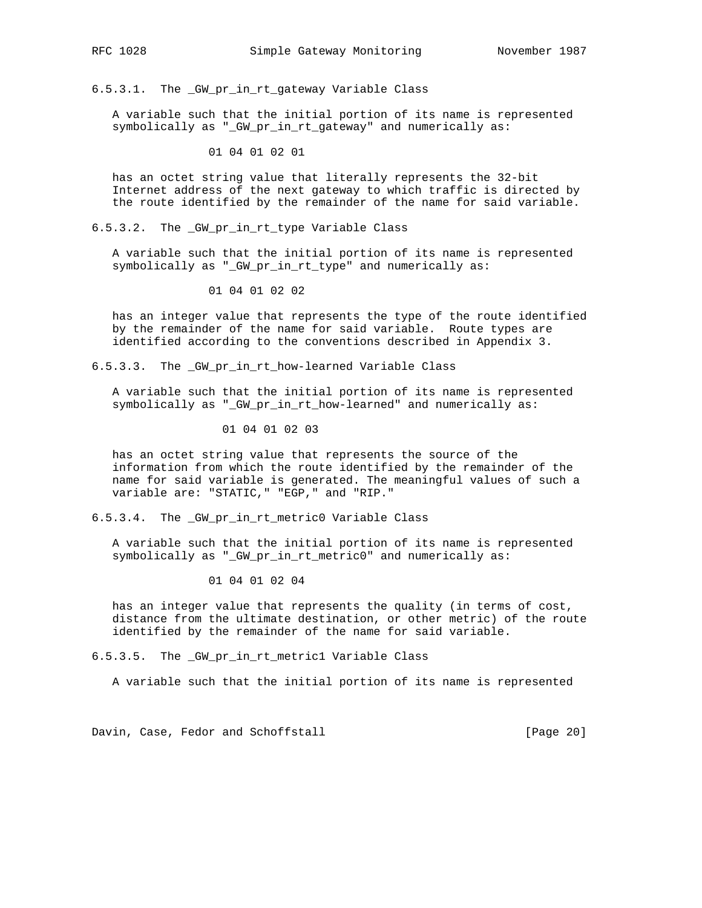#### 6.5.3.1. The _GW_pr_in_rt_gateway Variable Class

A variable such that the initial portion of its name is represented symbolically as "_GW_pr_in_rt_gateway" and numerically as:

```
01 04 01 02 01
```

has an octet string value that literally represents the 32-bit Internet address of the next gateway to which traffic is directed by the route identified by the remainder of the name for said variable.

#### 6.5.3.2. The _GW_pr_in_rt_type Variable Class

A variable such that the initial portion of its name is represented symbolically as "_GW_pr_in_rt_type" and numerically as:

```
01 04 01 02 02
```

has an integer value that represents the type of the route identified by the remainder of the name for said variable. Route types are identified according to the conventions described in Appendix 3.

#### 6.5.3.3. The _GW_pr_in_rt_how-learned Variable Class

A variable such that the initial portion of its name is represented symbolically as "_GW_pr_in_rt_how-learned" and numerically as:

```
01 04 01 02 03
```

has an octet string value that represents the source of the information from which the route identified by the remainder of the name for said variable is generated. The meaningful values of such a variable are: "STATIC," "EGP," and "RIP."

#### 6.5.3.4. The _GW_pr_in_rt_metric0 Variable Class

A variable such that the initial portion of its name is represented symbolically as "_GW_pr_in_rt_metric0" and numerically as:

```
01 04 01 02 04
```

has an integer value that represents the quality (in terms of cost, distance from the ultimate destination, or other metric) of the route identified by the remainder of the name for said variable.

#### 6.5.3.5. The _GW_pr_in_rt_metric1 Variable Class

A variable such that the initial portion of its name is represented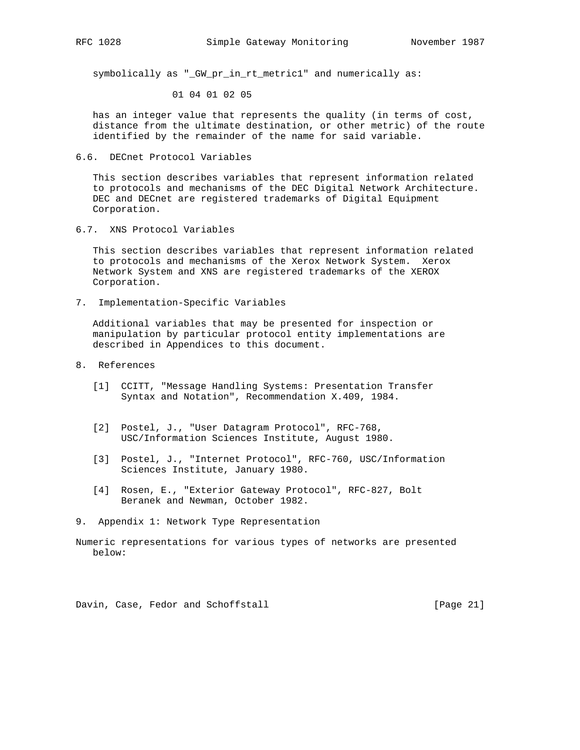symbolically as "_GW_pr_in_rt_metric1" and numerically as:

```
01 04 01 02 05
```

has an integer value that represents the quality (in terms of cost, distance from the ultimate destination, or other metric) of the route identified by the remainder of the name for said variable.

### 6.6. DECnet Protocol Variables

This section describes variables that represent information related to protocols and mechanisms of the DEC Digital Network Architecture. DEC and DECnet are registered trademarks of Digital Equipment Corporation.

### 6.7. XNS Protocol Variables

This section describes variables that represent information related to protocols and mechanisms of the Xerox Network System. Xerox Network System and XNS are registered trademarks of the XEROX Corporation.

## 7. Implementation-Specific Variables

Additional variables that may be presented for inspection or manipulation by particular protocol entity implementations are described in Appendices to this document.

## 8. References

[1] CCITT, "Message Handling Systems: Presentation Transfer Syntax and Notation", Recommendation X.409, 1984.

[2] Postel, J., "User Datagram Protocol", RFC-768, USC/Information Sciences Institute, August 1980.

[3] Postel, J., "Internet Protocol", RFC-760, USC/Information Sciences Institute, January 1980.

[4] Rosen, E., "Exterior Gateway Protocol", RFC-827, Bolt Beranek and Newman, October 1982.

## 9. Appendix 1: Network Type Representation

Numeric representations for various types of networks are presented below: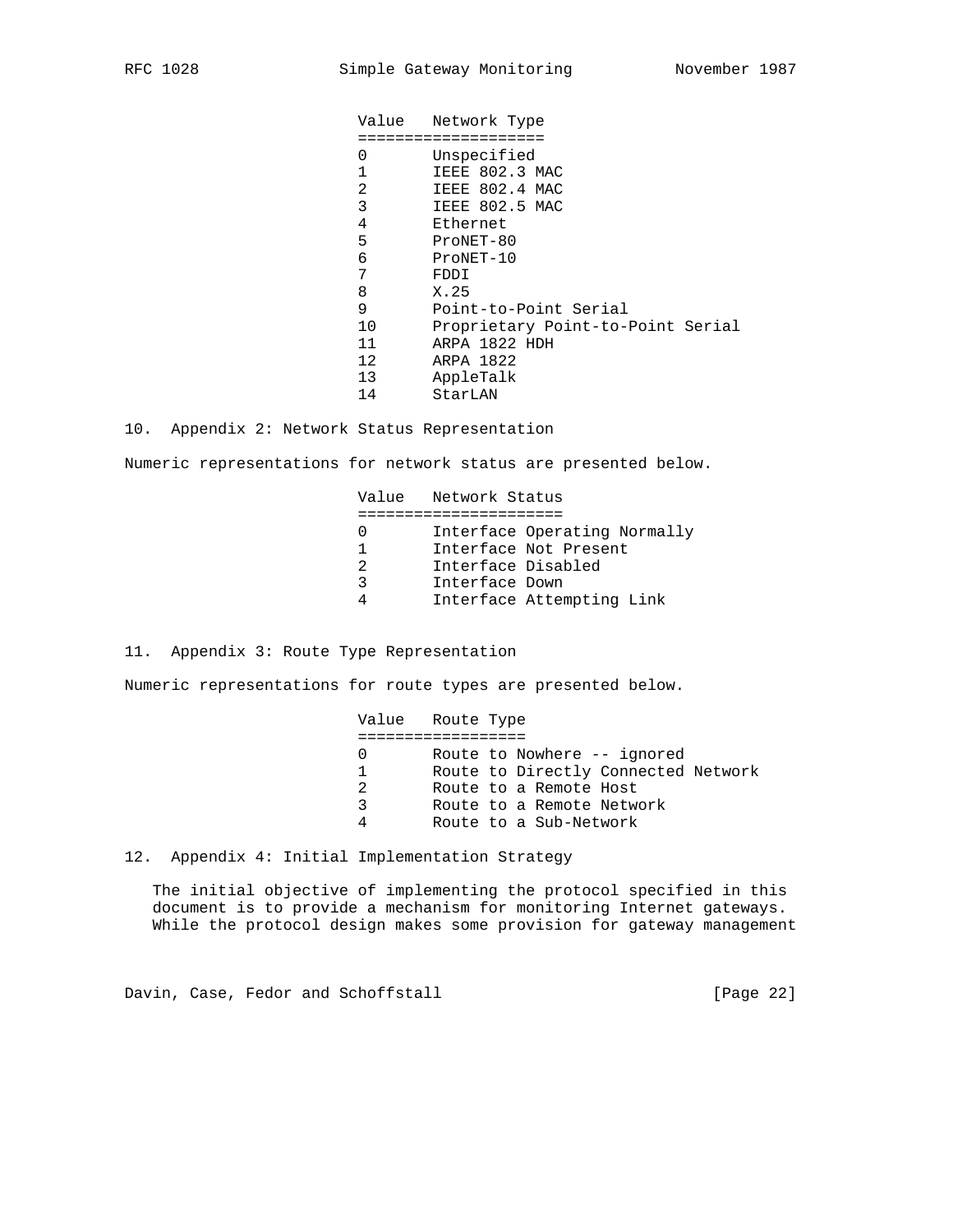| Value | Network Type |
|---|---|
| 0 | Unspecified |
| 1 | IEEE 802.3 MAC |
| 2 | IEEE 802.4 MAC |
| 3 | IEEE 802.5 MAC |
| 4 | Ethernet |
| 5 | ProNET-80 |
| 6 | ProNET-10 |
| 7 | FDDI |
| 8 | X.25 |
| 9 | Point-to-Point Serial |
| 10 | Proprietary Point-to-Point Serial |
| 11 | ARPA 1822 HDH |
| 12 | ARPA 1822 |
| 13 | AppleTalk |
| 14 | StarLAN |

## 10. Appendix 2: Network Status Representation

Numeric representations for network status are presented below.

| Value | Network Status |
|---|---|
| 0 | Interface Operating Normally |
| 1 | Interface Not Present |
| 2 | Interface Disabled |
| 3 | Interface Down |
| 4 | Interface Attempting Link |

## 11. Appendix 3: Route Type Representation

Numeric representations for route types are presented below.

| Value | Route Type |
|---|---|
| 0 | Route to Nowhere -- ignored |
| 1 | Route to Directly Connected Network |
| 2 | Route to a Remote Host |
| 3 | Route to a Remote Network |
| 4 | Route to a Sub-Network |

## 12. Appendix 4: Initial Implementation Strategy

The initial objective of implementing the protocol specified in this document is to provide a mechanism for monitoring Internet gateways. While the protocol design makes some provision for gateway management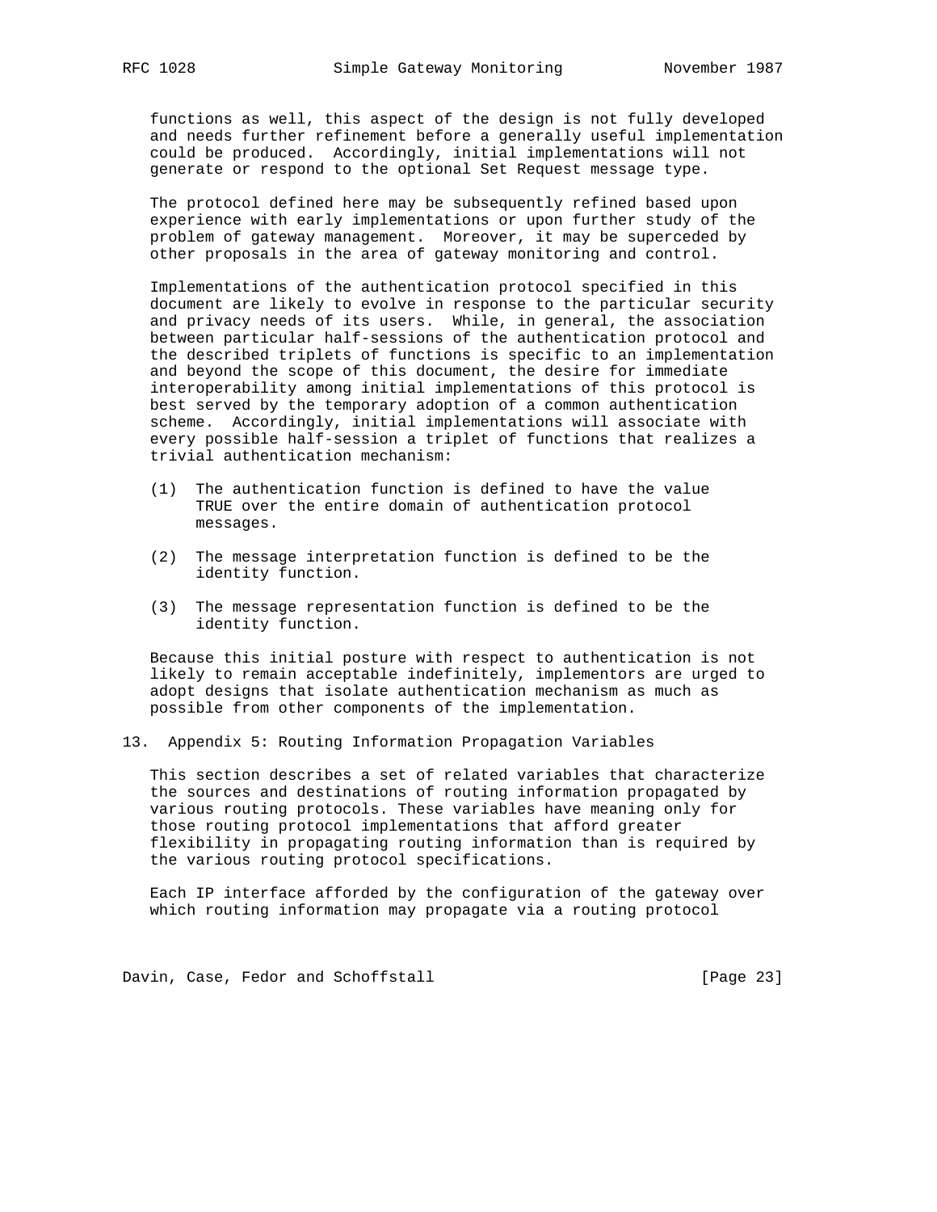functions as well, this aspect of the design is not fully developed and needs further refinement before a generally useful implementation could be produced. Accordingly, initial implementations will not generate or respond to the optional Set Request message type.

The protocol defined here may be subsequently refined based upon experience with early implementations or upon further study of the problem of gateway management. Moreover, it may be superceded by other proposals in the area of gateway monitoring and control.

Implementations of the authentication protocol specified in this document are likely to evolve in response to the particular security and privacy needs of its users. While, in general, the association between particular half-sessions of the authentication protocol and the described triplets of functions is specific to an implementation and beyond the scope of this document, the desire for immediate interoperability among initial implementations of this protocol is best served by the temporary adoption of a common authentication scheme. Accordingly, initial implementations will associate with every possible half-session a triplet of functions that realizes a trivial authentication mechanism:

(1) The authentication function is defined to have the value TRUE over the entire domain of authentication protocol messages.

(2) The message interpretation function is defined to be the identity function.

(3) The message representation function is defined to be the identity function.

Because this initial posture with respect to authentication is not likely to remain acceptable indefinitely, implementors are urged to adopt designs that isolate authentication mechanism as much as possible from other components of the implementation.

## 13. Appendix 5: Routing Information Propagation Variables

This section describes a set of related variables that characterize the sources and destinations of routing information propagated by various routing protocols. These variables have meaning only for those routing protocol implementations that afford greater flexibility in propagating routing information than is required by the various routing protocol specifications.

Each IP interface afforded by the configuration of the gateway over which routing information may propagate via a routing protocol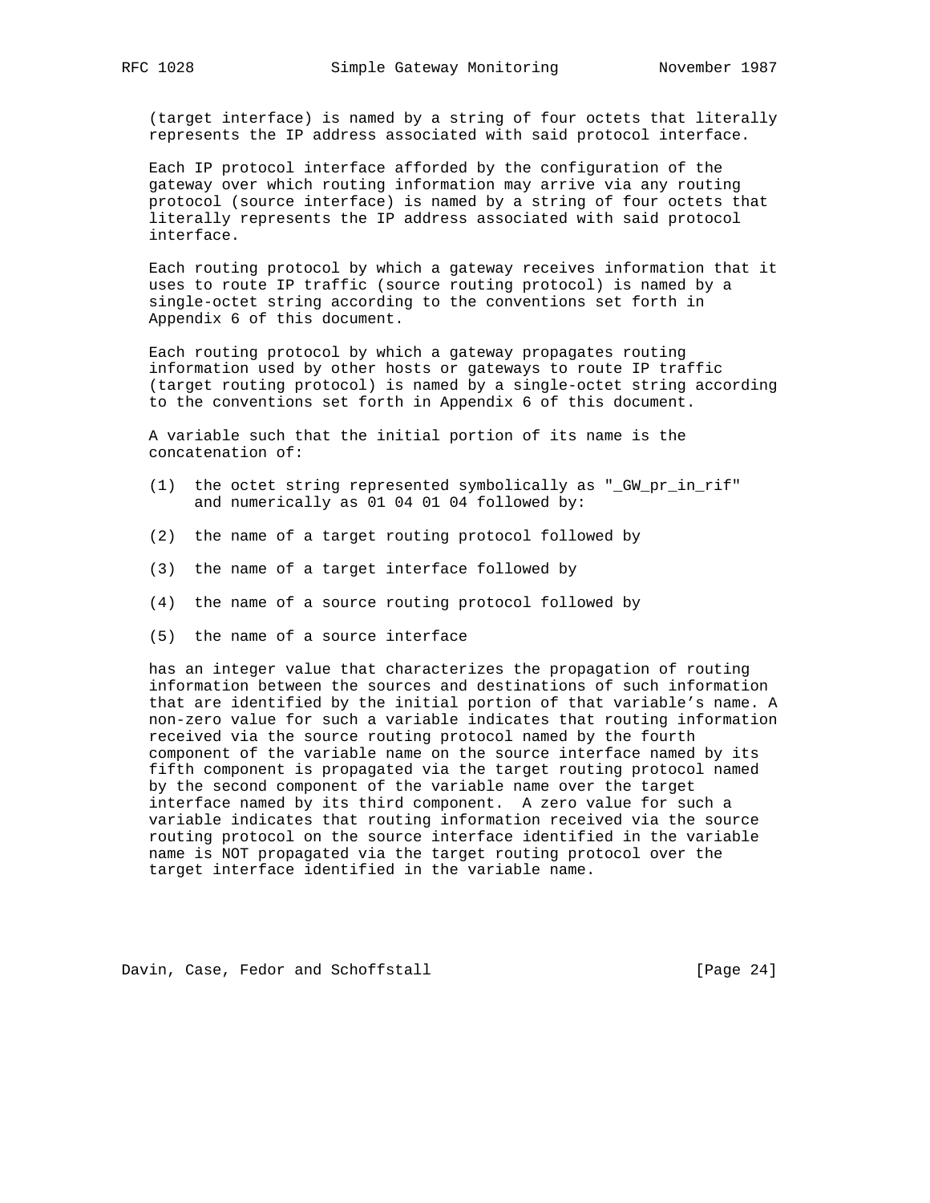(target interface) is named by a string of four octets that literally represents the IP address associated with said protocol interface.

Each IP protocol interface afforded by the configuration of the gateway over which routing information may arrive via any routing protocol (source interface) is named by a string of four octets that literally represents the IP address associated with said protocol interface.

Each routing protocol by which a gateway receives information that it uses to route IP traffic (source routing protocol) is named by a single-octet string according to the conventions set forth in Appendix 6 of this document.

Each routing protocol by which a gateway propagates routing information used by other hosts or gateways to route IP traffic (target routing protocol) is named by a single-octet string according to the conventions set forth in Appendix 6 of this document.

A variable such that the initial portion of its name is the concatenation of:

(1) the octet string represented symbolically as "_GW_pr_in_rif" and numerically as 01 04 01 04 followed by:

(2) the name of a target routing protocol followed by

(3) the name of a target interface followed by

(4) the name of a source routing protocol followed by

(5) the name of a source interface

has an integer value that characterizes the propagation of routing information between the sources and destinations of such information that are identified by the initial portion of that variable's name. A non-zero value for such a variable indicates that routing information received via the source routing protocol named by the fourth component of the variable name on the source interface named by its fifth component is propagated via the target routing protocol named by the second component of the variable name over the target interface named by its third component. A zero value for such a variable indicates that routing information received via the source routing protocol on the source interface identified in the variable name is NOT propagated via the target routing protocol over the target interface identified in the variable name.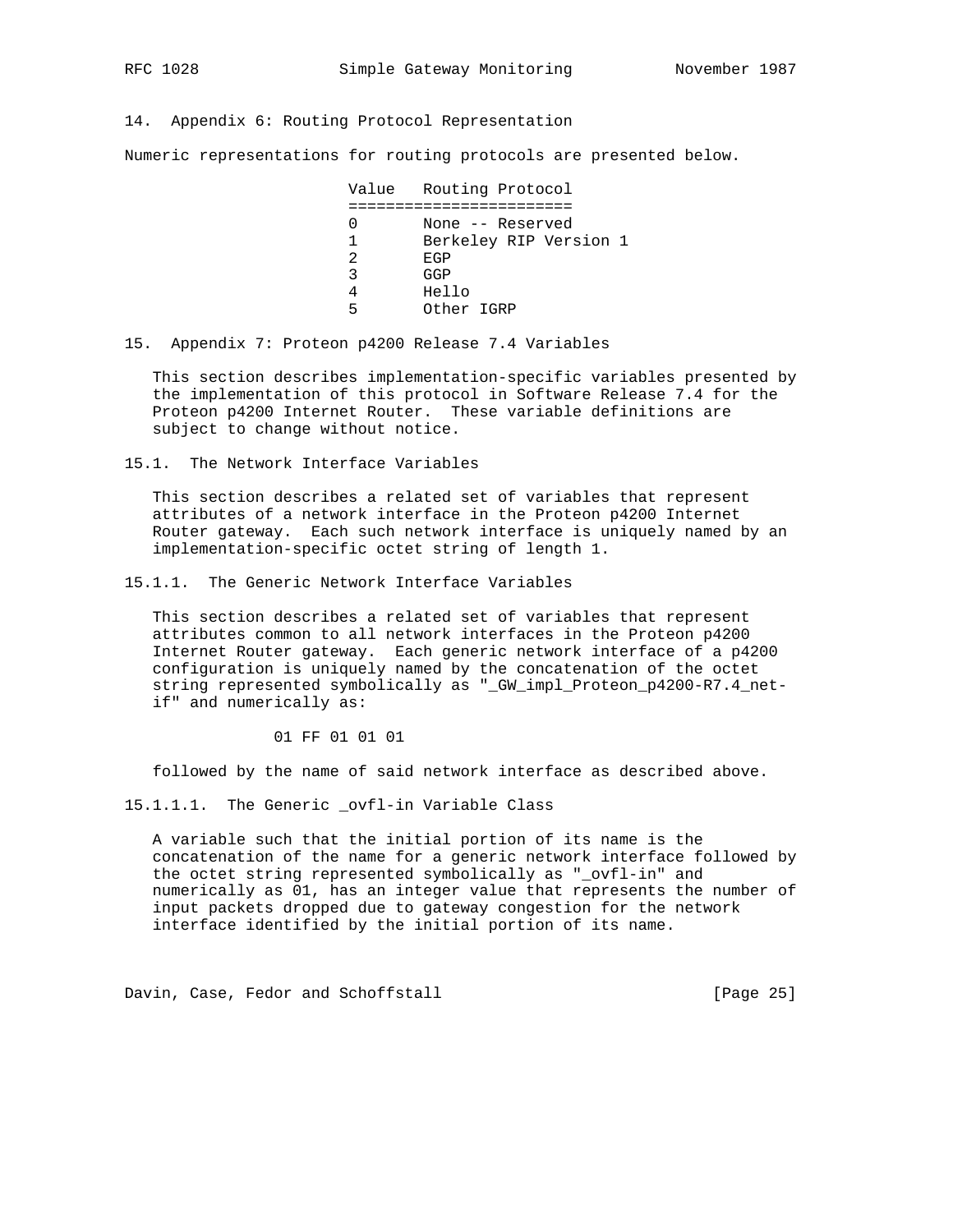## 14. Appendix 6: Routing Protocol Representation

Numeric representations for routing protocols are presented below.

| Value | Routing Protocol |
|---|---|
| 0 | None -- Reserved |
| 1 | Berkeley RIP Version 1 |
| 2 | EGP |
| 3 | GGP |
| 4 | Hello |
| 5 | Other IGRP |

## 15. Appendix 7: Proteon p4200 Release 7.4 Variables

This section describes implementation-specific variables presented by the implementation of this protocol in Software Release 7.4 for the Proteon p4200 Internet Router. These variable definitions are subject to change without notice.

### 15.1. The Network Interface Variables

This section describes a related set of variables that represent attributes of a network interface in the Proteon p4200 Internet Router gateway. Each such network interface is uniquely named by an implementation-specific octet string of length 1.

#### 15.1.1. The Generic Network Interface Variables

This section describes a related set of variables that represent attributes common to all network interfaces in the Proteon p4200 Internet Router gateway. Each generic network interface of a p4200 configuration is uniquely named by the concatenation of the octet string represented symbolically as "_GW_impl_Proteon_p4200-R7.4_net-if" and numerically as:

```
01 FF 01 01 01
```

followed by the name of said network interface as described above.

##### 15.1.1.1. The Generic _ovfl-in Variable Class

A variable such that the initial portion of its name is the concatenation of the name for a generic network interface followed by the octet string represented symbolically as "_ovfl-in" and numerically as 01, has an integer value that represents the number of input packets dropped due to gateway congestion for the network interface identified by the initial portion of its name.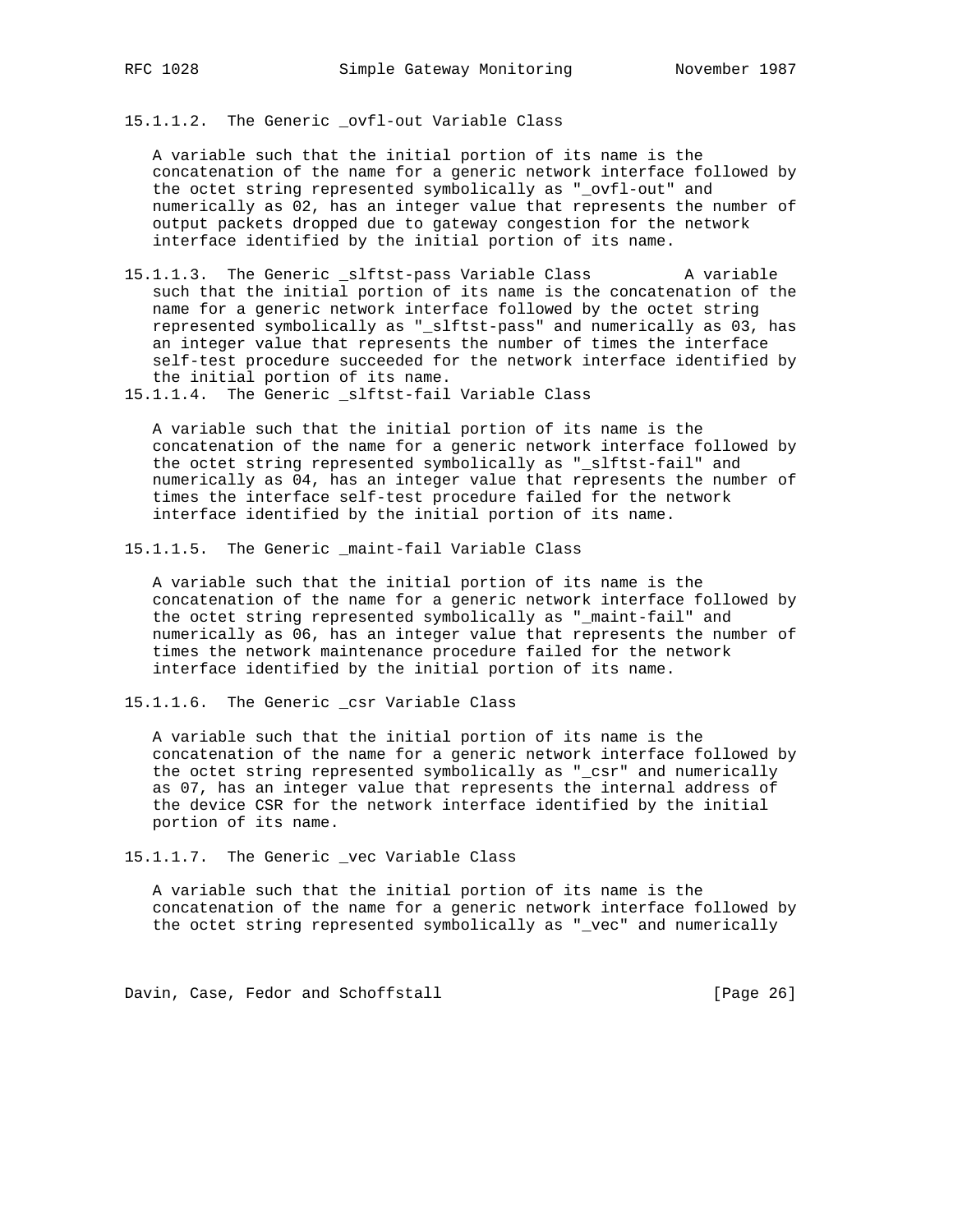15.1.1.2. The Generic _ovfl-out Variable Class

A variable such that the initial portion of its name is the concatenation of the name for a generic network interface followed by the octet string represented symbolically as "_ovfl-out" and numerically as 02, has an integer value that represents the number of output packets dropped due to gateway congestion for the network interface identified by the initial portion of its name.

15.1.1.3. The Generic _slftst-pass Variable Class

A variable such that the initial portion of its name is the concatenation of the name for a generic network interface followed by the octet string represented symbolically as "_slftst-pass" and numerically as 03, has an integer value that represents the number of times the interface self-test procedure succeeded for the network interface identified by the initial portion of its name.

15.1.1.4. The Generic _slftst-fail Variable Class

A variable such that the initial portion of its name is the concatenation of the name for a generic network interface followed by the octet string represented symbolically as "_slftst-fail" and numerically as 04, has an integer value that represents the number of times the interface self-test procedure failed for the network interface identified by the initial portion of its name.

15.1.1.5. The Generic _maint-fail Variable Class

A variable such that the initial portion of its name is the concatenation of the name for a generic network interface followed by the octet string represented symbolically as "_maint-fail" and numerically as 06, has an integer value that represents the number of times the network maintenance procedure failed for the network interface identified by the initial portion of its name.

15.1.1.6. The Generic _csr Variable Class

A variable such that the initial portion of its name is the concatenation of the name for a generic network interface followed by the octet string represented symbolically as "_csr" and numerically as 07, has an integer value that represents the internal address of the device CSR for the network interface identified by the initial portion of its name.

15.1.1.7. The Generic _vec Variable Class

A variable such that the initial portion of its name is the concatenation of the name for a generic network interface followed by the octet string represented symbolically as "_vec" and numerically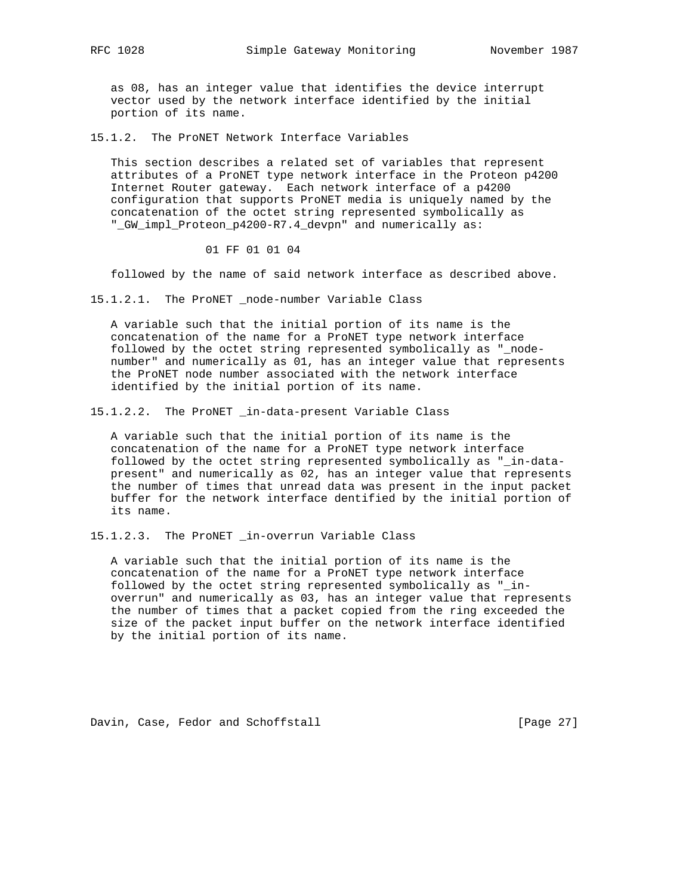as 08, has an integer value that identifies the device interrupt vector used by the network interface identified by the initial portion of its name.

#### 15.1.2. The ProNET Network Interface Variables

This section describes a related set of variables that represent attributes of a ProNET type network interface in the Proteon p4200 Internet Router gateway. Each network interface of a p4200 configuration that supports ProNET media is uniquely named by the concatenation of the octet string represented symbolically as "_GW_impl_Proteon_p4200-R7.4_devpn" and numerically as:

```
01 FF 01 01 04
```

followed by the name of said network interface as described above.

##### 15.1.2.1. The ProNET _node-number Variable Class

A variable such that the initial portion of its name is the concatenation of the name for a ProNET type network interface followed by the octet string represented symbolically as "_node-number" and numerically as 01, has an integer value that represents the ProNET node number associated with the network interface identified by the initial portion of its name.

##### 15.1.2.2. The ProNET _in-data-present Variable Class

A variable such that the initial portion of its name is the concatenation of the name for a ProNET type network interface followed by the octet string represented symbolically as "_in-data-present" and numerically as 02, has an integer value that represents the number of times that unread data was present in the input packet buffer for the network interface dentified by the initial portion of its name.

##### 15.1.2.3. The ProNET _in-overrun Variable Class

A variable such that the initial portion of its name is the concatenation of the name for a ProNET type network interface followed by the octet string represented symbolically as "_in-overrun" and numerically as 03, has an integer value that represents the number of times that a packet copied from the ring exceeded the size of the packet input buffer on the network interface identified by the initial portion of its name.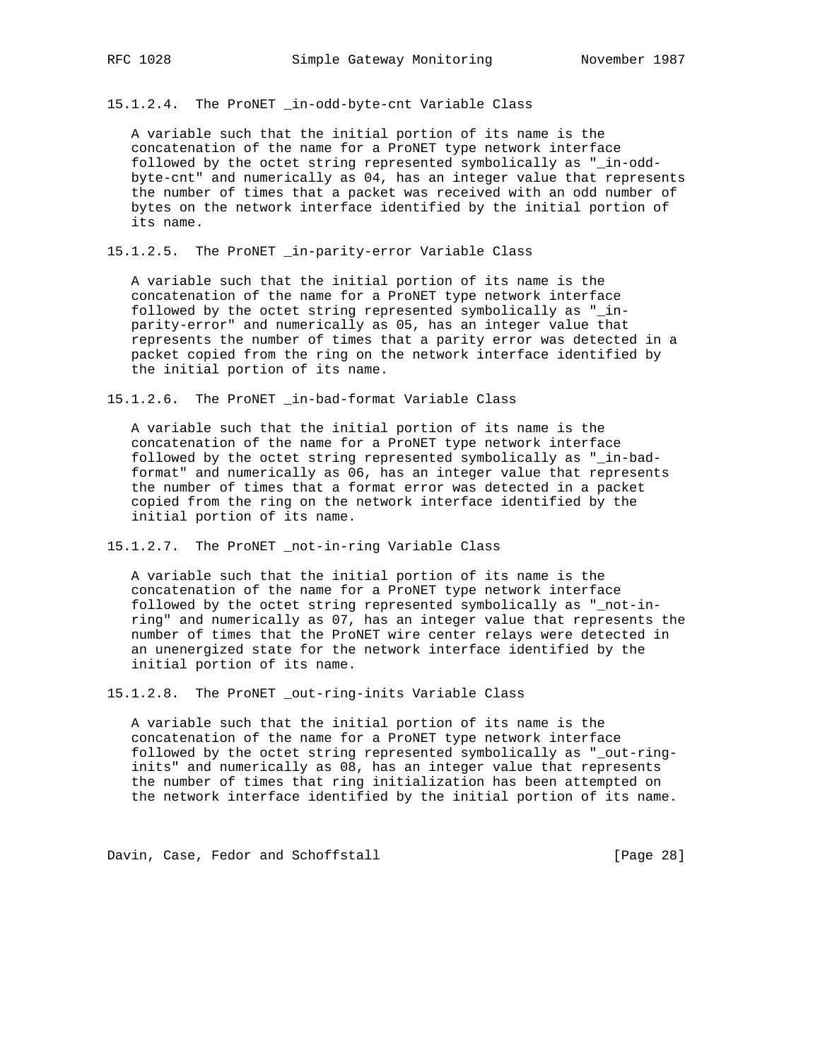#### 15.1.2.4. The ProNET _in-odd-byte-cnt Variable Class

A variable such that the initial portion of its name is the concatenation of the name for a ProNET type network interface followed by the octet string represented symbolically as "_in-odd-byte-cnt" and numerically as 04, has an integer value that represents the number of times that a packet was received with an odd number of bytes on the network interface identified by the initial portion of its name.

#### 15.1.2.5. The ProNET _in-parity-error Variable Class

A variable such that the initial portion of its name is the concatenation of the name for a ProNET type network interface followed by the octet string represented symbolically as "_in-parity-error" and numerically as 05, has an integer value that represents the number of times that a parity error was detected in a packet copied from the ring on the network interface identified by the initial portion of its name.

#### 15.1.2.6. The ProNET _in-bad-format Variable Class

A variable such that the initial portion of its name is the concatenation of the name for a ProNET type network interface followed by the octet string represented symbolically as "_in-bad-format" and numerically as 06, has an integer value that represents the number of times that a format error was detected in a packet copied from the ring on the network interface identified by the initial portion of its name.

#### 15.1.2.7. The ProNET _not-in-ring Variable Class

A variable such that the initial portion of its name is the concatenation of the name for a ProNET type network interface followed by the octet string represented symbolically as "_not-in-ring" and numerically as 07, has an integer value that represents the number of times that the ProNET wire center relays were detected in an unenergized state for the network interface identified by the initial portion of its name.

#### 15.1.2.8. The ProNET _out-ring-inits Variable Class

A variable such that the initial portion of its name is the concatenation of the name for a ProNET type network interface followed by the octet string represented symbolically as "_out-ring-inits" and numerically as 08, has an integer value that represents the number of times that ring initialization has been attempted on the network interface identified by the initial portion of its name.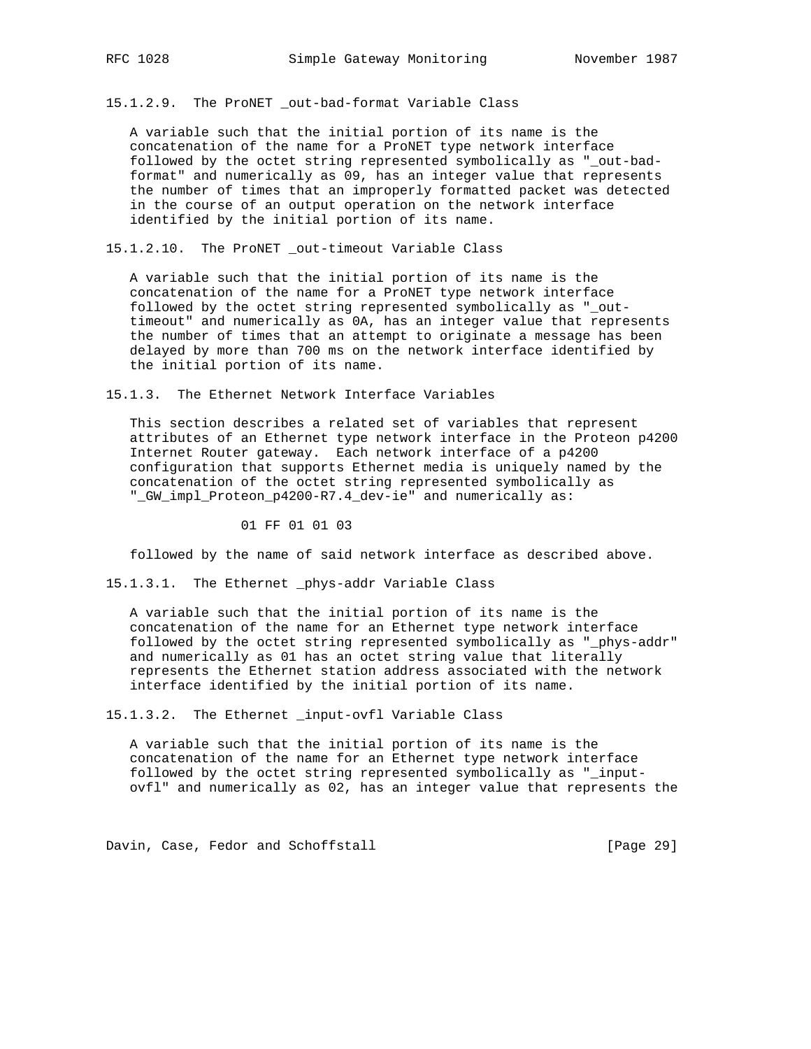### 15.1.2.9. The ProNET _out-bad-format Variable Class

A variable such that the initial portion of its name is the concatenation of the name for a ProNET type network interface followed by the octet string represented symbolically as "_out-bad-format" and numerically as 09, has an integer value that represents the number of times that an improperly formatted packet was detected in the course of an output operation on the network interface identified by the initial portion of its name.

### 15.1.2.10. The ProNET _out-timeout Variable Class

A variable such that the initial portion of its name is the concatenation of the name for a ProNET type network interface followed by the octet string represented symbolically as "_out-timeout" and numerically as 0A, has an integer value that represents the number of times that an attempt to originate a message has been delayed by more than 700 ms on the network interface identified by the initial portion of its name.

### 15.1.3. The Ethernet Network Interface Variables

This section describes a related set of variables that represent attributes of an Ethernet type network interface in the Proteon p4200 Internet Router gateway. Each network interface of a p4200 configuration that supports Ethernet media is uniquely named by the concatenation of the octet string represented symbolically as "_GW_impl_Proteon_p4200-R7.4_dev-ie" and numerically as:

```
01 FF 01 01 03
```

followed by the name of said network interface as described above.

### 15.1.3.1. The Ethernet _phys-addr Variable Class

A variable such that the initial portion of its name is the concatenation of the name for an Ethernet type network interface followed by the octet string represented symbolically as "_phys-addr" and numerically as 01 has an octet string value that literally represents the Ethernet station address associated with the network interface identified by the initial portion of its name.

### 15.1.3.2. The Ethernet _input-ovfl Variable Class

A variable such that the initial portion of its name is the concatenation of the name for an Ethernet type network interface followed by the octet string represented symbolically as "_input-ovfl" and numerically as 02, has an integer value that represents the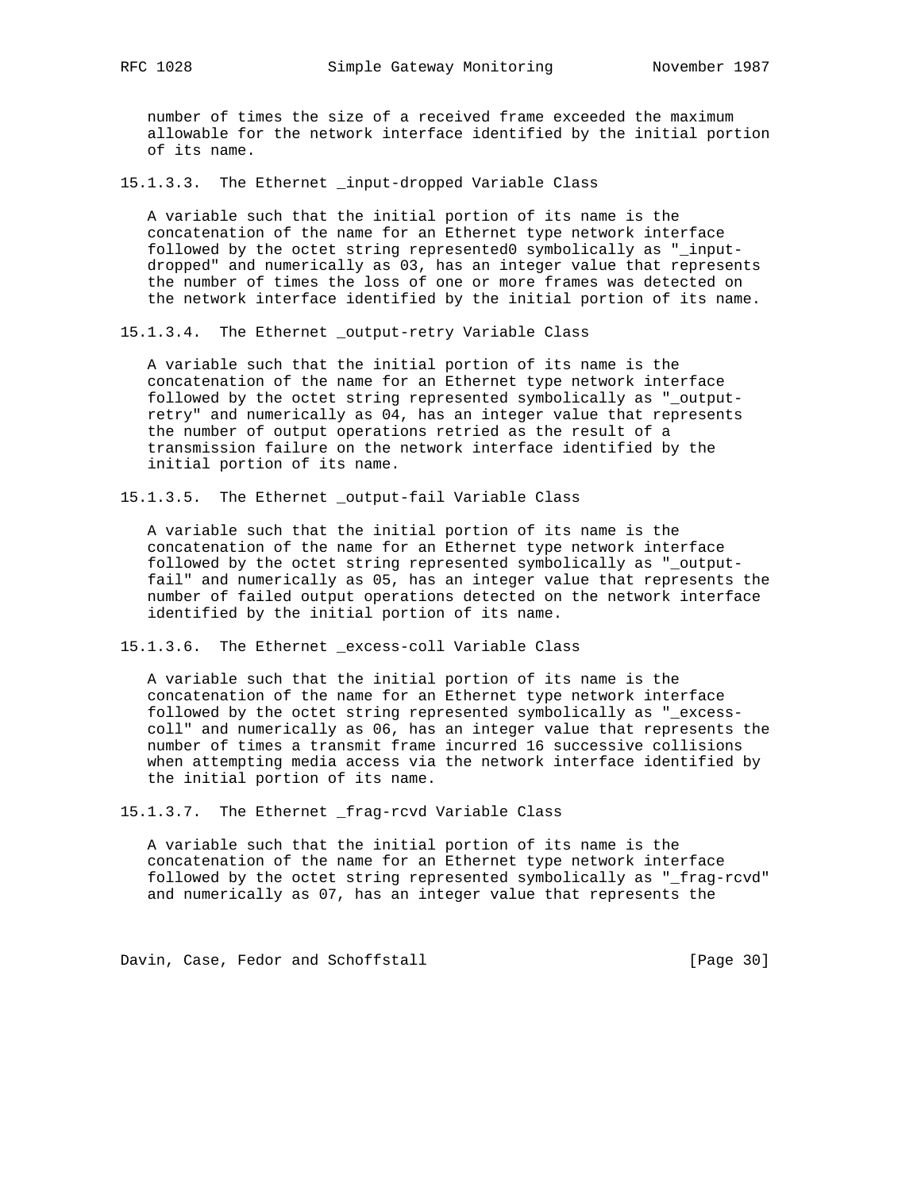number of times the size of a received frame exceeded the maximum allowable for the network interface identified by the initial portion of its name.

#### 15.1.3.3. The Ethernet _input-dropped Variable Class

A variable such that the initial portion of its name is the concatenation of the name for an Ethernet type network interface followed by the octet string represented0 symbolically as "_input-dropped" and numerically as 03, has an integer value that represents the number of times the loss of one or more frames was detected on the network interface identified by the initial portion of its name.

#### 15.1.3.4. The Ethernet _output-retry Variable Class

A variable such that the initial portion of its name is the concatenation of the name for an Ethernet type network interface followed by the octet string represented symbolically as "_output-retry" and numerically as 04, has an integer value that represents the number of output operations retried as the result of a transmission failure on the network interface identified by the initial portion of its name.

#### 15.1.3.5. The Ethernet _output-fail Variable Class

A variable such that the initial portion of its name is the concatenation of the name for an Ethernet type network interface followed by the octet string represented symbolically as "_output-fail" and numerically as 05, has an integer value that represents the number of failed output operations detected on the network interface identified by the initial portion of its name.

#### 15.1.3.6. The Ethernet _excess-coll Variable Class

A variable such that the initial portion of its name is the concatenation of the name for an Ethernet type network interface followed by the octet string represented symbolically as "_excess-coll" and numerically as 06, has an integer value that represents the number of times a transmit frame incurred 16 successive collisions when attempting media access via the network interface identified by the initial portion of its name.

#### 15.1.3.7. The Ethernet _frag-rcvd Variable Class

A variable such that the initial portion of its name is the concatenation of the name for an Ethernet type network interface followed by the octet string represented symbolically as "_frag-rcvd" and numerically as 07, has an integer value that represents the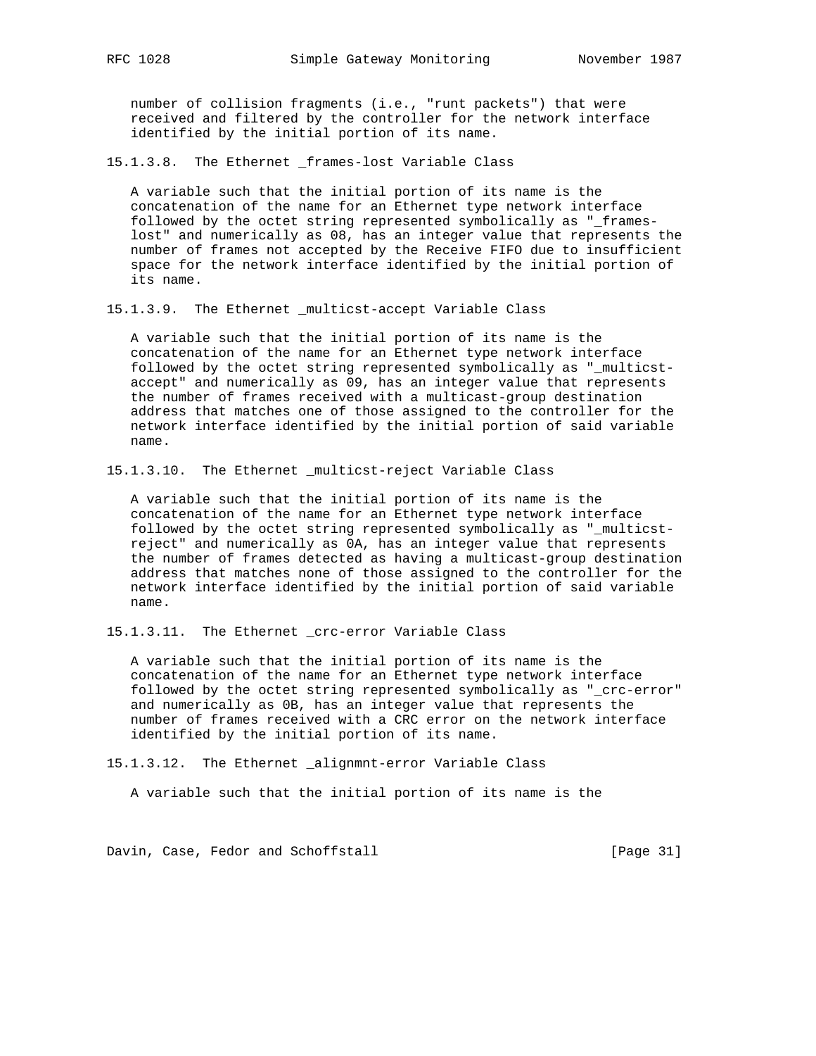number of collision fragments (i.e., "runt packets") that were received and filtered by the controller for the network interface identified by the initial portion of its name.

#### 15.1.3.8. The Ethernet _frames-lost Variable Class

A variable such that the initial portion of its name is the concatenation of the name for an Ethernet type network interface followed by the octet string represented symbolically as "_frames-lost" and numerically as 08, has an integer value that represents the number of frames not accepted by the Receive FIFO due to insufficient space for the network interface identified by the initial portion of its name.

#### 15.1.3.9. The Ethernet _multicst-accept Variable Class

A variable such that the initial portion of its name is the concatenation of the name for an Ethernet type network interface followed by the octet string represented symbolically as "_multicst-accept" and numerically as 09, has an integer value that represents the number of frames received with a multicast-group destination address that matches one of those assigned to the controller for the network interface identified by the initial portion of said variable name.

#### 15.1.3.10. The Ethernet _multicst-reject Variable Class

A variable such that the initial portion of its name is the concatenation of the name for an Ethernet type network interface followed by the octet string represented symbolically as "_multicst-reject" and numerically as 0A, has an integer value that represents the number of frames detected as having a multicast-group destination address that matches none of those assigned to the controller for the network interface identified by the initial portion of said variable name.

#### 15.1.3.11. The Ethernet _crc-error Variable Class

A variable such that the initial portion of its name is the concatenation of the name for an Ethernet type network interface followed by the octet string represented symbolically as "_crc-error" and numerically as 0B, has an integer value that represents the number of frames received with a CRC error on the network interface identified by the initial portion of its name.

#### 15.1.3.12. The Ethernet _alignmnt-error Variable Class

A variable such that the initial portion of its name is the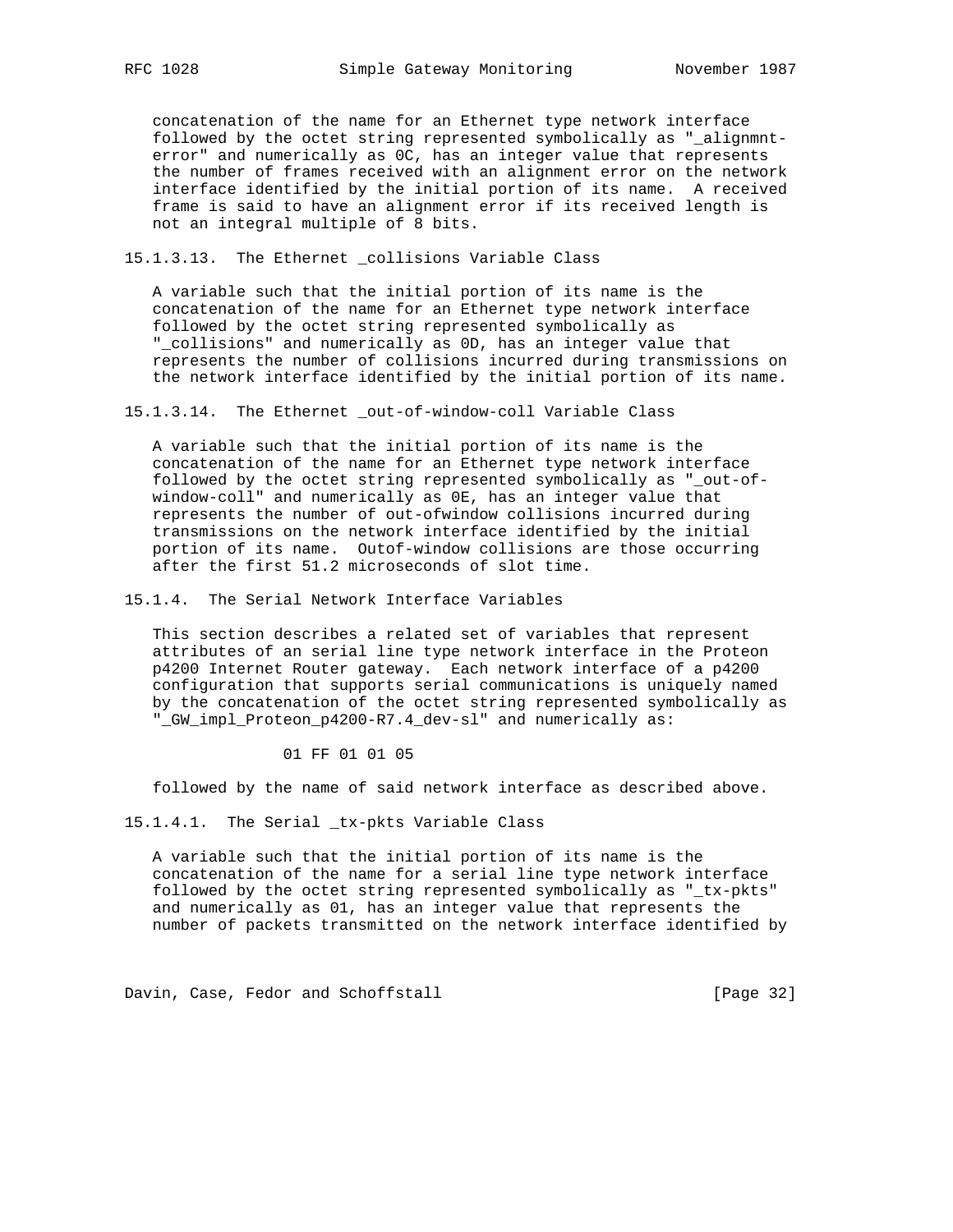concatenation of the name for an Ethernet type network interface followed by the octet string represented symbolically as "_alignmnt-error" and numerically as 0C, has an integer value that represents the number of frames received with an alignment error on the network interface identified by the initial portion of its name. A received frame is said to have an alignment error if its received length is not an integral multiple of 8 bits.

#### 15.1.3.13. The Ethernet _collisions Variable Class

A variable such that the initial portion of its name is the concatenation of the name for an Ethernet type network interface followed by the octet string represented symbolically as "_collisions" and numerically as 0D, has an integer value that represents the number of collisions incurred during transmissions on the network interface identified by the initial portion of its name.

#### 15.1.3.14. The Ethernet _out-of-window-coll Variable Class

A variable such that the initial portion of its name is the concatenation of the name for an Ethernet type network interface followed by the octet string represented symbolically as "_out-of-window-coll" and numerically as 0E, has an integer value that represents the number of out-ofwindow collisions incurred during transmissions on the network interface identified by the initial portion of its name. Outof-window collisions are those occurring after the first 51.2 microseconds of slot time.

### 15.1.4. The Serial Network Interface Variables

This section describes a related set of variables that represent attributes of an serial line type network interface in the Proteon p4200 Internet Router gateway. Each network interface of a p4200 configuration that supports serial communications is uniquely named by the concatenation of the octet string represented symbolically as "_GW_impl_Proteon_p4200-R7.4_dev-sl" and numerically as:

```
01 FF 01 01 05
```

followed by the name of said network interface as described above.

#### 15.1.4.1. The Serial _tx-pkts Variable Class

A variable such that the initial portion of its name is the concatenation of the name for a serial line type network interface followed by the octet string represented symbolically as "_tx-pkts" and numerically as 01, has an integer value that represents the number of packets transmitted on the network interface identified by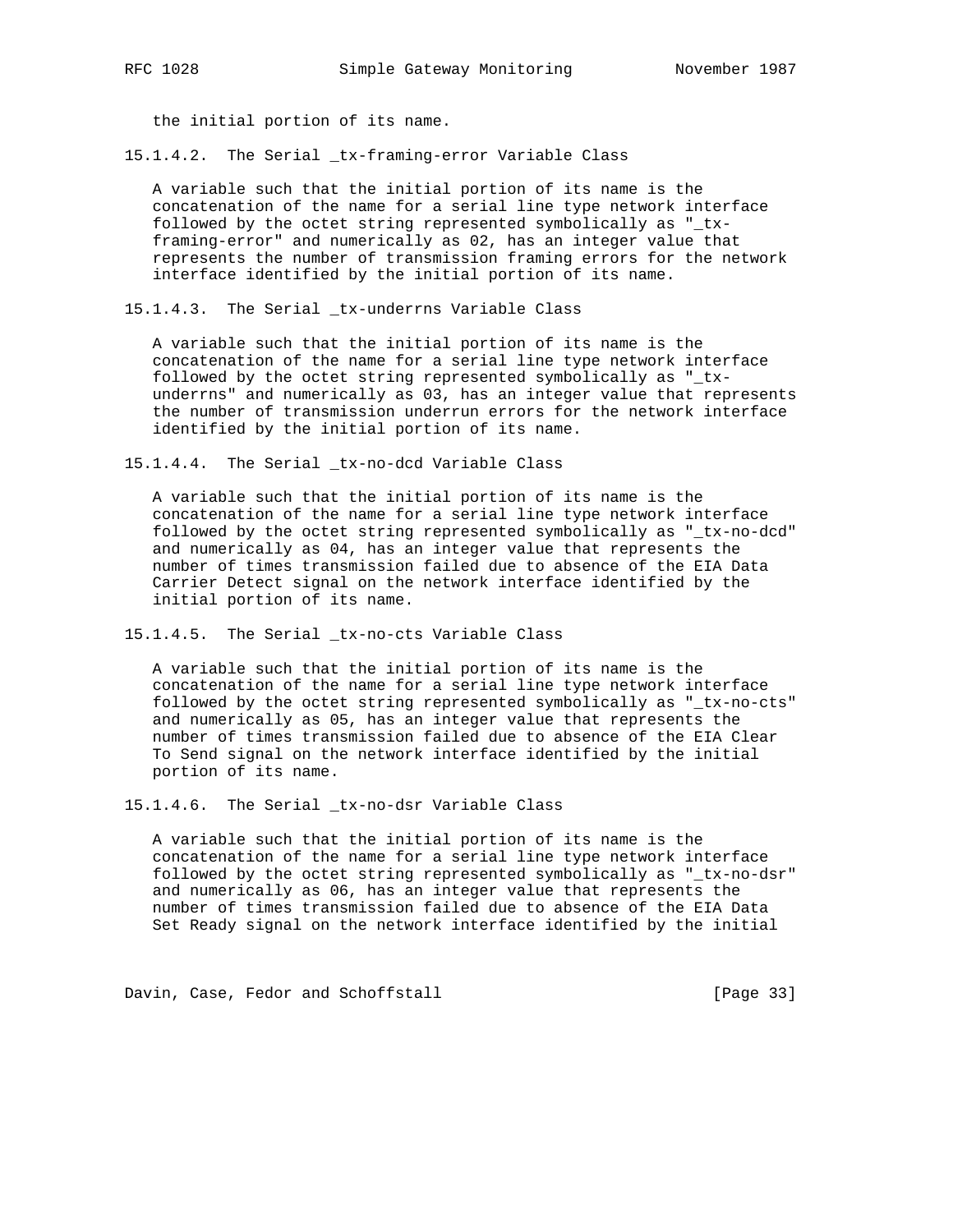the initial portion of its name.

#### 15.1.4.2. The Serial _tx-framing-error Variable Class

A variable such that the initial portion of its name is the concatenation of the name for a serial line type network interface followed by the octet string represented symbolically as "_tx-framing-error" and numerically as 02, has an integer value that represents the number of transmission framing errors for the network interface identified by the initial portion of its name.

#### 15.1.4.3. The Serial _tx-underrns Variable Class

A variable such that the initial portion of its name is the concatenation of the name for a serial line type network interface followed by the octet string represented symbolically as "_tx-underrns" and numerically as 03, has an integer value that represents the number of transmission underrun errors for the network interface identified by the initial portion of its name.

#### 15.1.4.4. The Serial _tx-no-dcd Variable Class

A variable such that the initial portion of its name is the concatenation of the name for a serial line type network interface followed by the octet string represented symbolically as "_tx-no-dcd" and numerically as 04, has an integer value that represents the number of times transmission failed due to absence of the EIA Data Carrier Detect signal on the network interface identified by the initial portion of its name.

#### 15.1.4.5. The Serial _tx-no-cts Variable Class

A variable such that the initial portion of its name is the concatenation of the name for a serial line type network interface followed by the octet string represented symbolically as "_tx-no-cts" and numerically as 05, has an integer value that represents the number of times transmission failed due to absence of the EIA Clear To Send signal on the network interface identified by the initial portion of its name.

#### 15.1.4.6. The Serial _tx-no-dsr Variable Class

A variable such that the initial portion of its name is the concatenation of the name for a serial line type network interface followed by the octet string represented symbolically as "_tx-no-dsr" and numerically as 06, has an integer value that represents the number of times transmission failed due to absence of the EIA Data Set Ready signal on the network interface identified by the initial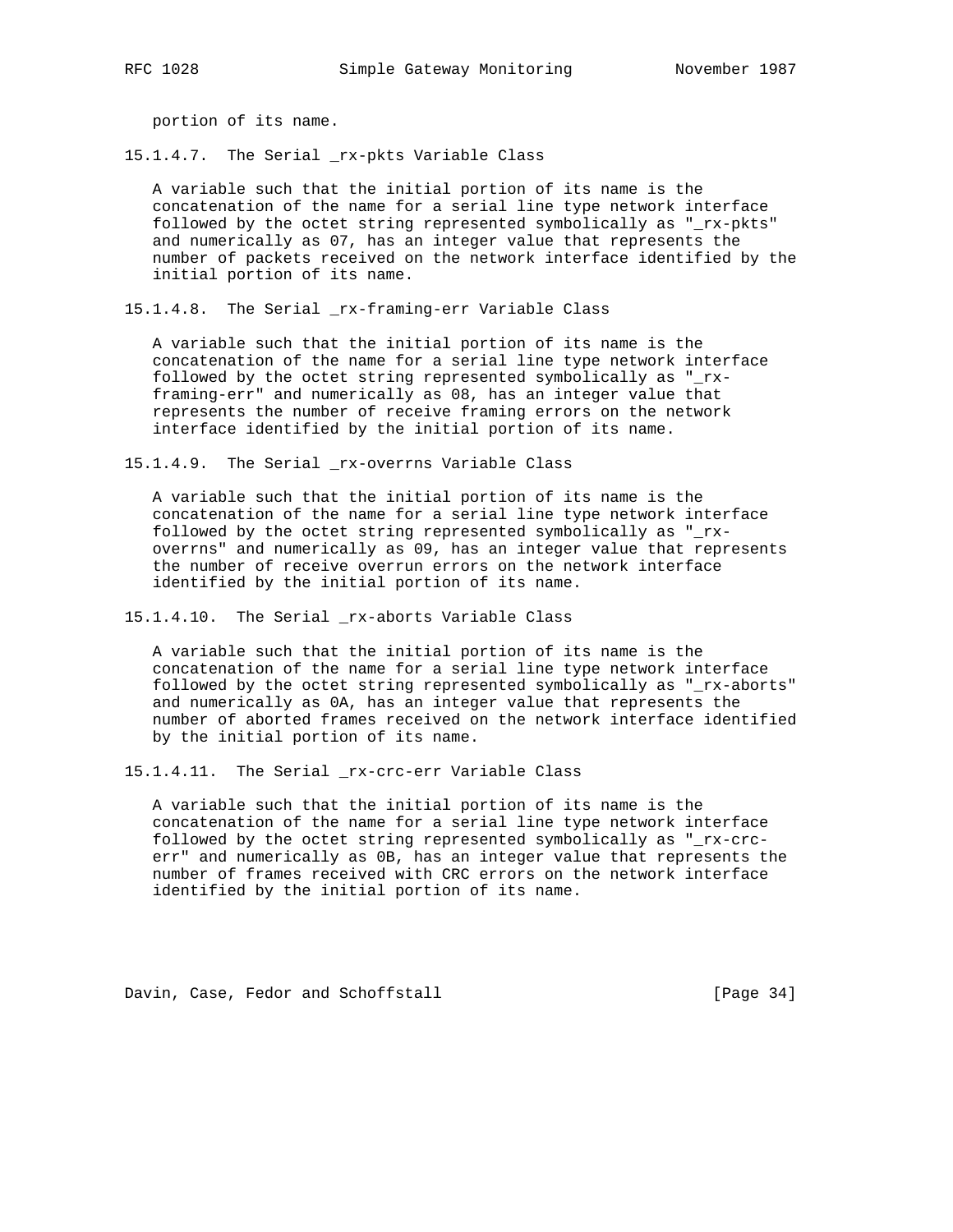portion of its name.

### 15.1.4.7. The Serial _rx-pkts Variable Class

A variable such that the initial portion of its name is the concatenation of the name for a serial line type network interface followed by the octet string represented symbolically as "_rx-pkts" and numerically as 07, has an integer value that represents the number of packets received on the network interface identified by the initial portion of its name.

### 15.1.4.8. The Serial _rx-framing-err Variable Class

A variable such that the initial portion of its name is the concatenation of the name for a serial line type network interface followed by the octet string represented symbolically as "_rx-framing-err" and numerically as 08, has an integer value that represents the number of receive framing errors on the network interface identified by the initial portion of its name.

### 15.1.4.9. The Serial _rx-overrns Variable Class

A variable such that the initial portion of its name is the concatenation of the name for a serial line type network interface followed by the octet string represented symbolically as "_rx-overrns" and numerically as 09, has an integer value that represents the number of receive overrun errors on the network interface identified by the initial portion of its name.

### 15.1.4.10. The Serial _rx-aborts Variable Class

A variable such that the initial portion of its name is the concatenation of the name for a serial line type network interface followed by the octet string represented symbolically as "_rx-aborts" and numerically as 0A, has an integer value that represents the number of aborted frames received on the network interface identified by the initial portion of its name.

### 15.1.4.11. The Serial _rx-crc-err Variable Class

A variable such that the initial portion of its name is the concatenation of the name for a serial line type network interface followed by the octet string represented symbolically as "_rx-crc-err" and numerically as 0B, has an integer value that represents the number of frames received with CRC errors on the network interface identified by the initial portion of its name.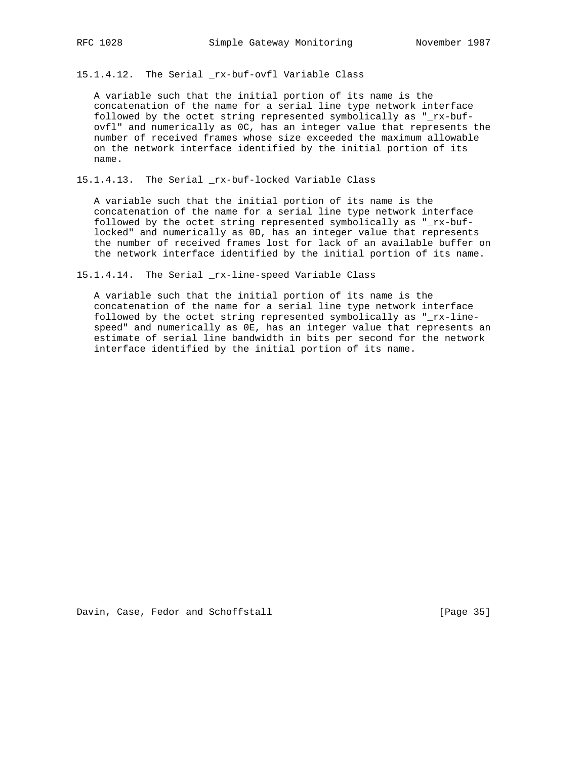#### 15.1.4.12. The Serial _rx-buf-ovfl Variable Class

A variable such that the initial portion of its name is the concatenation of the name for a serial line type network interface followed by the octet string represented symbolically as "_rx-buf-ovfl" and numerically as 0C, has an integer value that represents the number of received frames whose size exceeded the maximum allowable on the network interface identified by the initial portion of its name.

#### 15.1.4.13. The Serial _rx-buf-locked Variable Class

A variable such that the initial portion of its name is the concatenation of the name for a serial line type network interface followed by the octet string represented symbolically as "_rx-buf-locked" and numerically as 0D, has an integer value that represents the number of received frames lost for lack of an available buffer on the network interface identified by the initial portion of its name.

#### 15.1.4.14. The Serial _rx-line-speed Variable Class

A variable such that the initial portion of its name is the concatenation of the name for a serial line type network interface followed by the octet string represented symbolically as "_rx-line-speed" and numerically as 0E, has an integer value that represents an estimate of serial line bandwidth in bits per second for the network interface identified by the initial portion of its name.